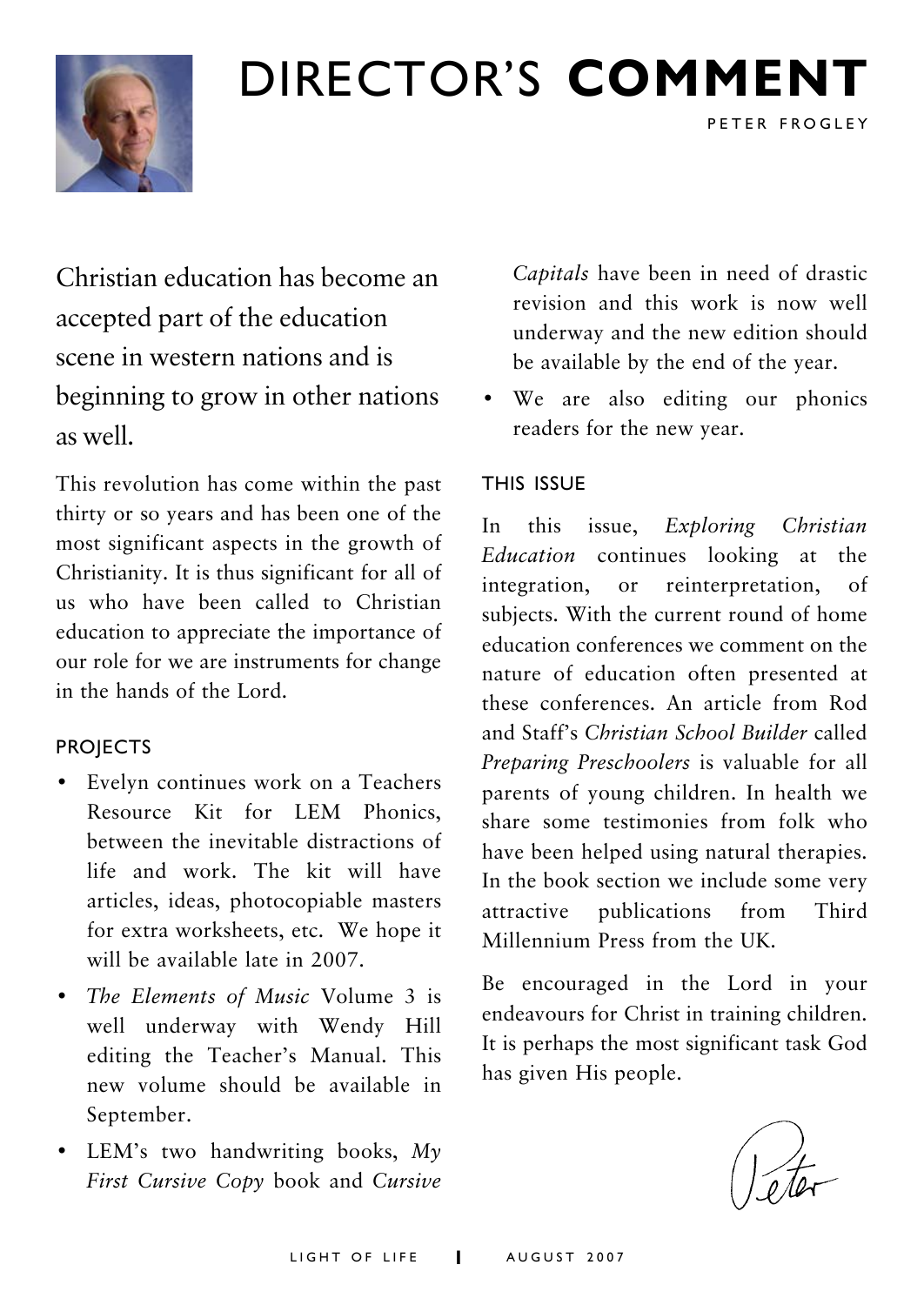# DIRECTOR'S **COMMENT**

PETER FROGLEY

Christian education has become an accepted part of the education scene in western nations and is beginning to grow in other nations as well.

This revolution has come within the past thirty or so years and has been one of the most significant aspects in the growth of Christianity. It is thus significant for all of us who have been called to Christian education to appreciate the importance of our role for we are instruments for change in the hands of the Lord.

## PROJECTS

- Evelyn continues work on a Teachers Resource Kit for LEM Phonics, between the inevitable distractions of life and work. The kit will have articles, ideas, photocopiable masters for extra worksheets, etc. We hope it will be available late in 2007.
- *The Elements of Music* Volume 3 is well underway with Wendy Hill editing the Teacher's Manual. This new volume should be available in September.
- LEM's two handwriting books, *My First Cursive Copy* book and *Cursive Capitals* have been in need of drastic revision and this work is now well underway and the new edition should be available by the end of the year.
- We are also editing our phonics readers for the new year.

## THIS ISSUE

In this issue, *Exploring Christian Education* continues looking at the integration, or reinterpretation, of subjects. With the current round of home education conferences we comment on the nature of education often presented at these conferences. An article from Rod and Staff's *Christian School Builder* called *Preparing Preschoolers* is valuable for all parents of young children. In health we share some testimonies from folk who have been helped using natural therapies. In the book section we include some very attractive publications from Third Millennium Press from the UK.

Be encouraged in the Lord in your endeavours for Christ in training children. It is perhaps the most significant task God has given His people.

Peter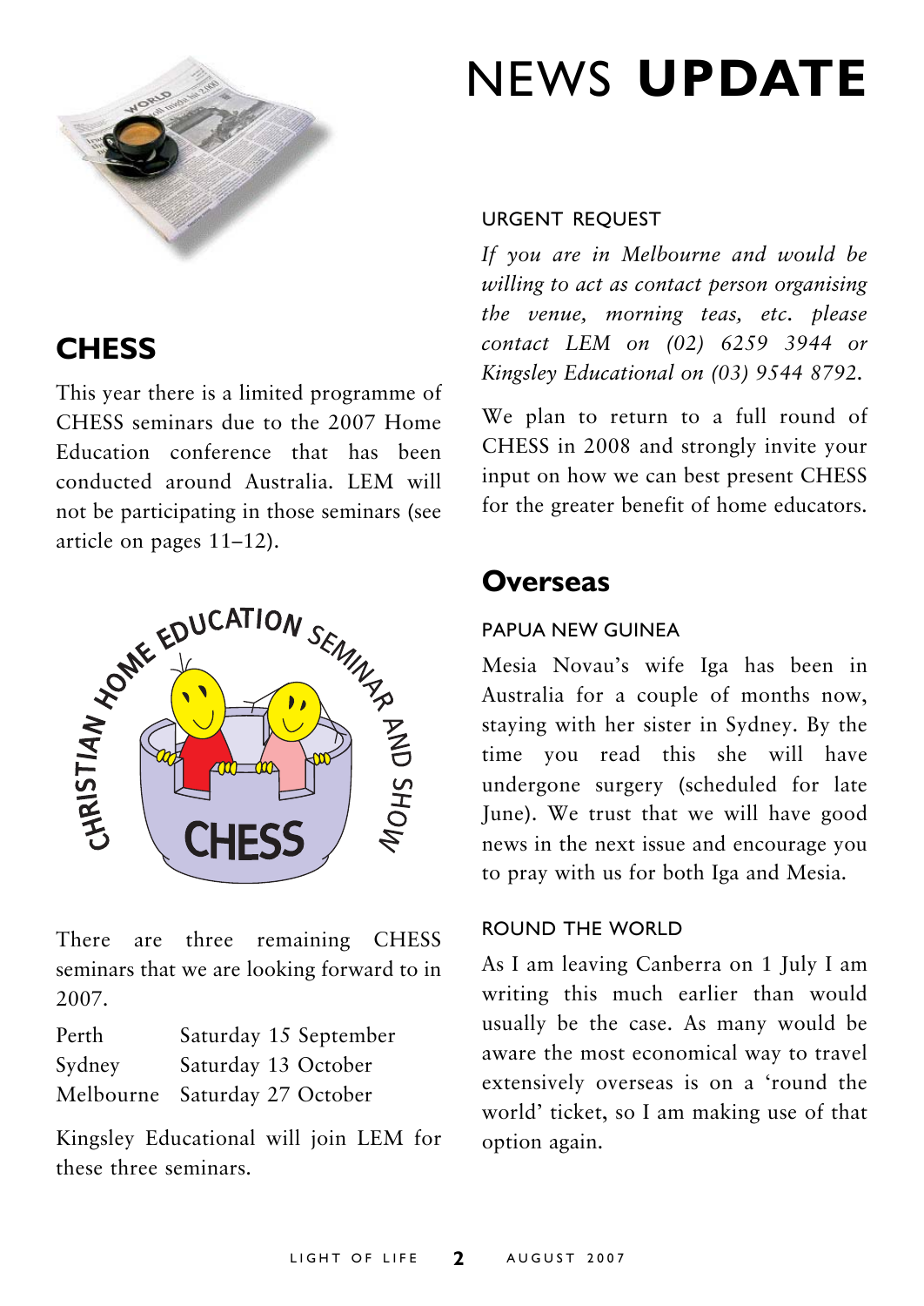# NEWS **UPDATE**

## CHESS

This year there is a limited programme of CHESS seminars due to the 2007 Home Education conference that has been conducted around Australia. LEM will not be participating in those seminars (see article on pages 11–12).

There are three remaining CHESS seminars that we are looking forward to in 2007.

| | |
|---|---|
| Perth | Saturday 15 September |
| Sydney | Saturday 13 October |
| Melbourne | Saturday 27 October |

Kingsley Educational will join LEM for these three seminars.

### URGENT REQUEST

*If you are in Melbourne and would be willing to act as contact person organising the venue, morning teas, etc. please contact LEM on (02) 6259 3944 or Kingsley Educational on (03) 9544 8792.*

We plan to return to a full round of CHESS in 2008 and strongly invite your input on how we can best present CHESS for the greater benefit of home educators.

## Overseas

### PAPUA NEW GUINEA

Mesia Novau's wife Iga has been in Australia for a couple of months now, staying with her sister in Sydney. By the time you read this she will have undergone surgery (scheduled for late June). We trust that we will have good news in the next issue and encourage you to pray with us for both Iga and Mesia.

### ROUND THE WORLD

As I am leaving Canberra on 1 July I am writing this much earlier than would usually be the case. As many would be aware the most economical way to travel extensively overseas is on a 'round the world' ticket, so I am making use of that option again.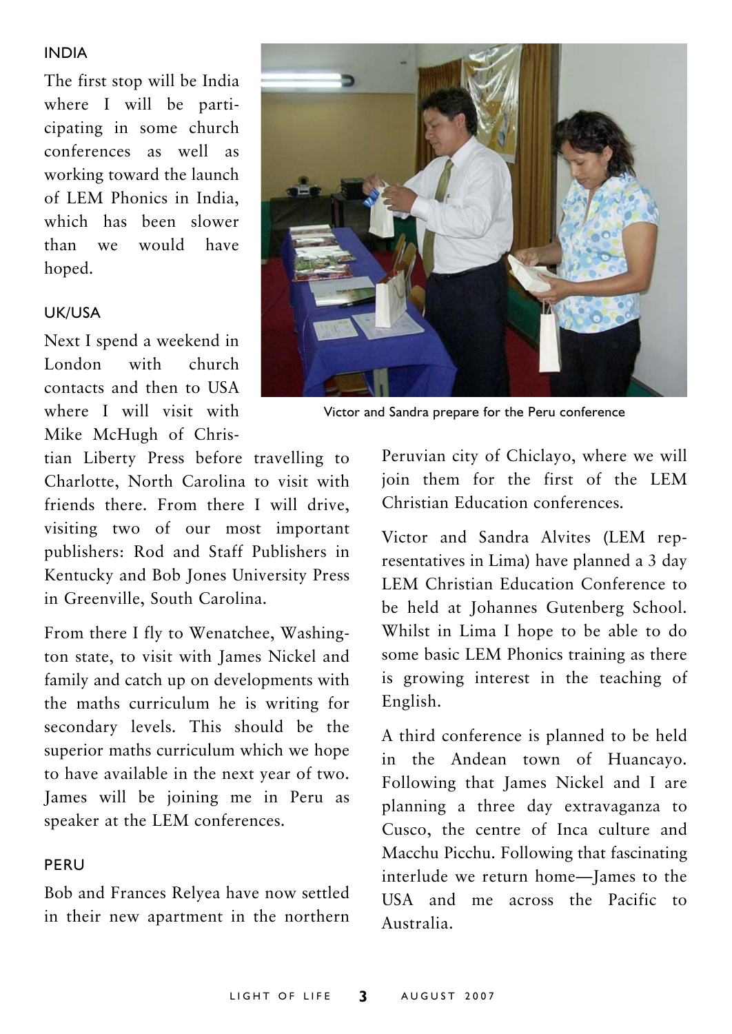## INDIA

The first stop will be India where I will be participating in some church conferences as well as working toward the launch of LEM Phonics in India, which has been slower than we would have hoped.

## UK/USA

Next I spend a weekend in London with church contacts and then to USA where I will visit with Mike McHugh of Christian Liberty Press before travelling to Charlotte, North Carolina to visit with friends there. From there I will drive, visiting two of our most important publishers: Rod and Staff Publishers in Kentucky and Bob Jones University Press in Greenville, South Carolina.

From there I fly to Wenatchee, Washington state, to visit with James Nickel and family and catch up on developments with the maths curriculum he is writing for secondary levels. This should be the superior maths curriculum which we hope to have available in the next year of two. James will be joining me in Peru as speaker at the LEM conferences.

## PERU

Bob and Frances Relyea have now settled in their new apartment in the northern Peruvian city of Chiclayo, where we will join them for the first of the LEM Christian Education conferences.

Victor and Sandra prepare for the Peru conference

Victor and Sandra Alvites (LEM representatives in Lima) have planned a 3 day LEM Christian Education Conference to be held at Johannes Gutenberg School. Whilst in Lima I hope to be able to do some basic LEM Phonics training as there is growing interest in the teaching of English.

A third conference is planned to be held in the Andean town of Huancayo. Following that James Nickel and I are planning a three day extravaganza to Cusco, the centre of Inca culture and Macchu Picchu. Following that fascinating interlude we return home—James to the USA and me across the Pacific to Australia.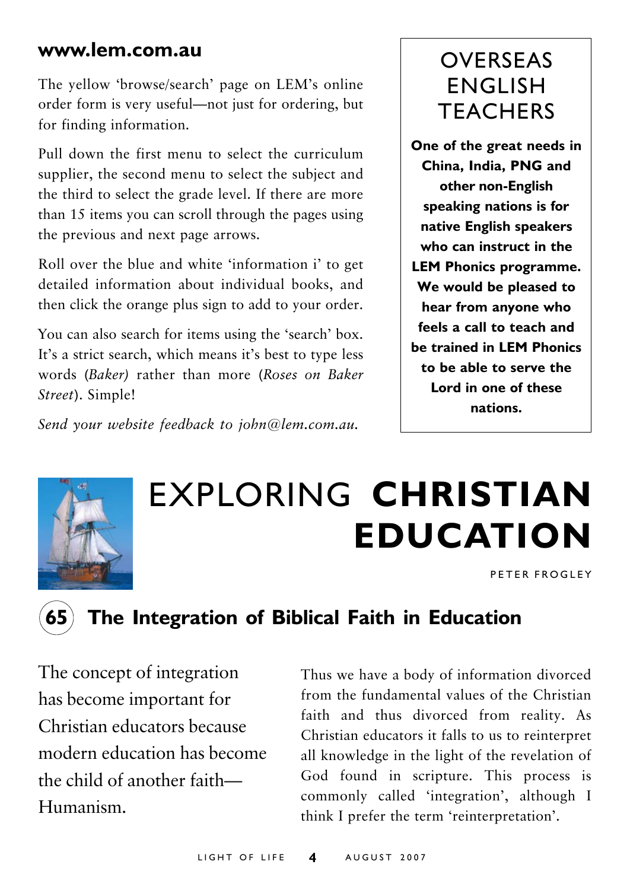## www.lem.com.au

The yellow 'browse/search' page on LEM's online order form is very useful—not just for ordering, but for finding information.

Pull down the first menu to select the curriculum supplier, the second menu to select the subject and the third to select the grade level. If there are more than 15 items you can scroll through the pages using the previous and next page arrows.

Roll over the blue and white 'information i' to get detailed information about individual books, and then click the orange plus sign to add to your order.

You can also search for items using the 'search' box. It's a strict search, which means it's best to type less words (*Baker)* rather than more (*Roses on Baker Street*). Simple!

*Send your website feedback to john@lem.com.au.*

## OVERSEAS ENGLISH TEACHERS

**One of the great needs in China, India, PNG and other non-English speaking nations is for native English speakers who can instruct in the LEM Phonics programme. We would be pleased to hear from anyone who feels a call to teach and be trained in LEM Phonics to be able to serve the Lord in one of these nations.**

# EXPLORING **CHRISTIAN EDUCATION**

PETER FROGLEY

## 65 The Integration of Biblical Faith in Education

The concept of integration has become important for Christian educators because modern education has become the child of another faith—Humanism.

Thus we have a body of information divorced from the fundamental values of the Christian faith and thus divorced from reality. As Christian educators it falls to us to reinterpret all knowledge in the light of the revelation of God found in scripture. This process is commonly called 'integration', although I think I prefer the term 'reinterpretation'.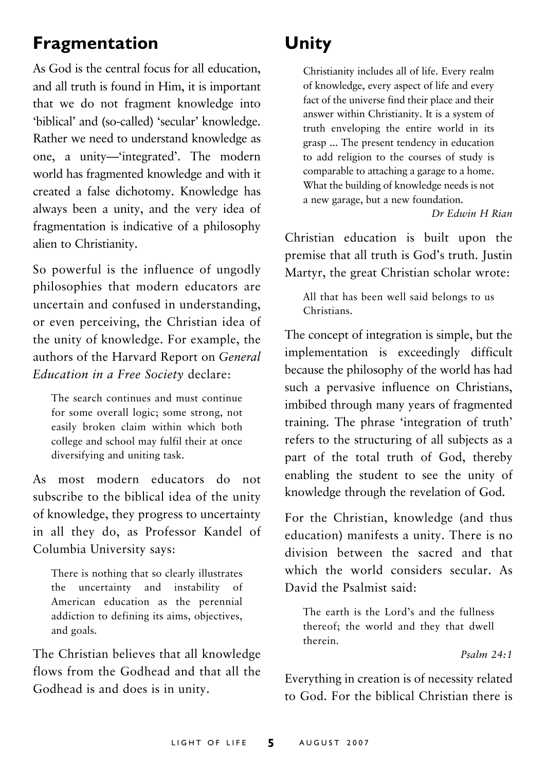## Fragmentation

As God is the central focus for all education, and all truth is found in Him, it is important that we do not fragment knowledge into 'biblical' and (so-called) 'secular' knowledge. Rather we need to understand knowledge as one, a unity—'integrated'. The modern world has fragmented knowledge and with it created a false dichotomy. Knowledge has always been a unity, and the very idea of fragmentation is indicative of a philosophy alien to Christianity.

So powerful is the influence of ungodly philosophies that modern educators are uncertain and confused in understanding, or even perceiving, the Christian idea of the unity of knowledge. For example, the authors of the Harvard Report on *General Education in a Free Society* declare:

> The search continues and must continue for some overall logic; some strong, not easily broken claim within which both college and school may fulfil their at once diversifying and uniting task.

As most modern educators do not subscribe to the biblical idea of the unity of knowledge, they progress to uncertainty in all they do, as Professor Kandel of Columbia University says:

> There is nothing that so clearly illustrates the uncertainty and instability of American education as the perennial addiction to defining its aims, objectives, and goals.

The Christian believes that all knowledge flows from the Godhead and that all the Godhead is and does is in unity.

## Unity

> Christianity includes all of life. Every realm of knowledge, every aspect of life and every fact of the universe find their place and their answer within Christianity. It is a system of truth enveloping the entire world in its grasp ... The present tendency in education to add religion to the courses of study is comparable to attaching a garage to a home. What the building of knowledge needs is not a new garage, but a new foundation.
>
> *Dr Edwin H Rian*

Christian education is built upon the premise that all truth is God's truth. Justin Martyr, the great Christian scholar wrote:

> All that has been well said belongs to us Christians.

The concept of integration is simple, but the implementation is exceedingly difficult because the philosophy of the world has had such a pervasive influence on Christians, imbibed through many years of fragmented training. The phrase 'integration of truth' refers to the structuring of all subjects as a part of the total truth of God, thereby enabling the student to see the unity of knowledge through the revelation of God.

For the Christian, knowledge (and thus education) manifests a unity. There is no division between the sacred and that which the world considers secular. As David the Psalmist said:

> The earth is the Lord's and the fullness thereof; the world and they that dwell therein.
>
> *Psalm 24:1*

Everything in creation is of necessity related to God. For the biblical Christian there is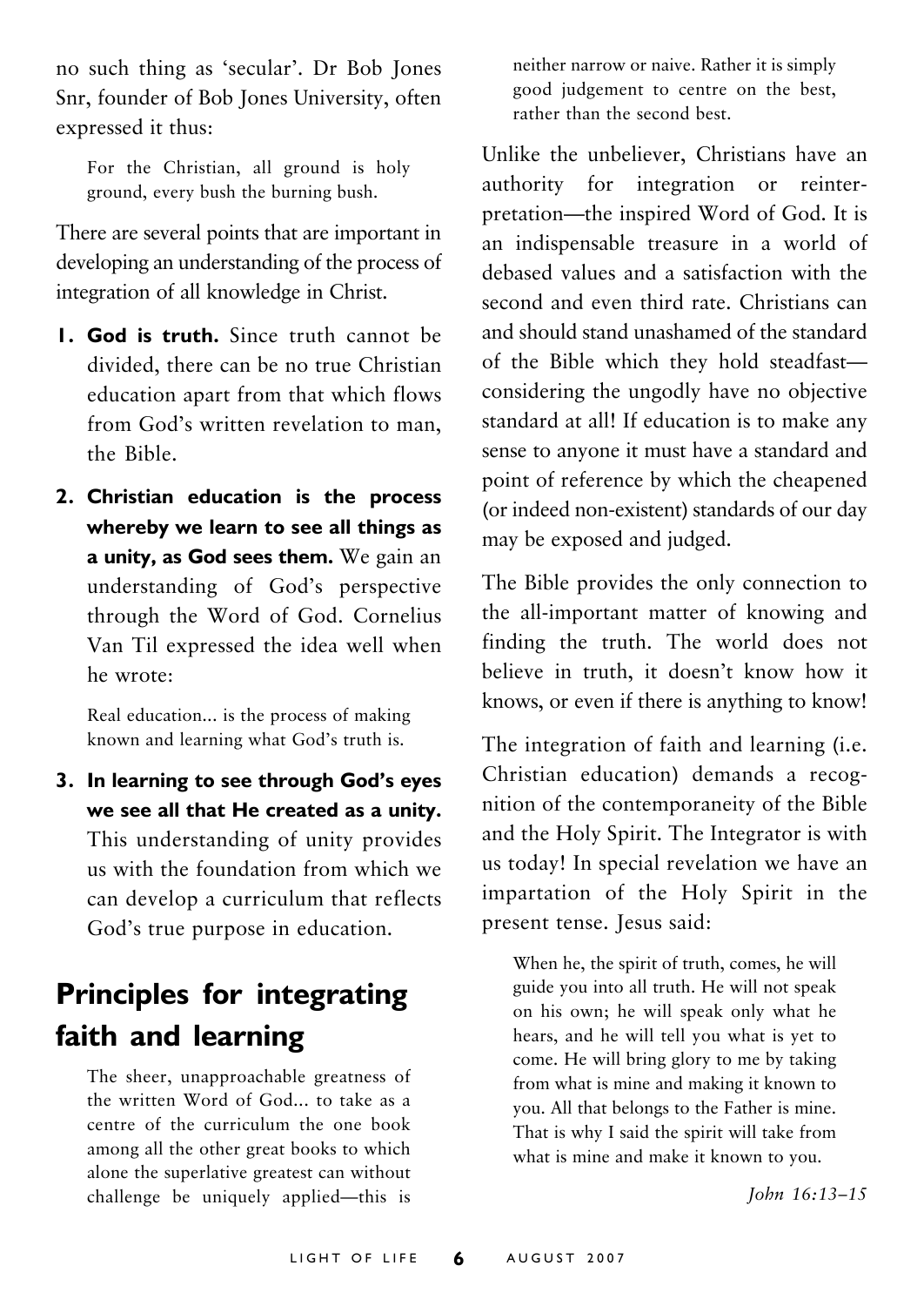no such thing as 'secular'. Dr Bob Jones Snr, founder of Bob Jones University, often expressed it thus:

> For the Christian, all ground is holy ground, every bush the burning bush.

There are several points that are important in developing an understanding of the process of integration of all knowledge in Christ.

1. **God is truth.** Since truth cannot be divided, there can be no true Christian education apart from that which flows from God's written revelation to man, the Bible.

2. **Christian education is the process whereby we learn to see all things as a unity, as God sees them.** We gain an understanding of God's perspective through the Word of God. Cornelius Van Til expressed the idea well when he wrote:

   > Real education... is the process of making known and learning what God's truth is.

3. **In learning to see through God's eyes we see all that He created as a unity.** This understanding of unity provides us with the foundation from which we can develop a curriculum that reflects God's true purpose in education.

## Principles for integrating faith and learning

> The sheer, unapproachable greatness of the written Word of God... to take as a centre of the curriculum the one book among all the other great books to which alone the superlative greatest can without challenge be uniquely applied—this is neither narrow or naive. Rather it is simply good judgement to centre on the best, rather than the second best.

Unlike the unbeliever, Christians have an authority for integration or reinterpretation—the inspired Word of God. It is an indispensable treasure in a world of debased values and a satisfaction with the second and even third rate. Christians can and should stand unashamed of the standard of the Bible which they hold steadfast—considering the ungodly have no objective standard at all! If education is to make any sense to anyone it must have a standard and point of reference by which the cheapened (or indeed non-existent) standards of our day may be exposed and judged.

The Bible provides the only connection to the all-important matter of knowing and finding the truth. The world does not believe in truth, it doesn't know how it knows, or even if there is anything to know!

The integration of faith and learning (i.e. Christian education) demands a recognition of the contemporaneity of the Bible and the Holy Spirit. The Integrator is with us today! In special revelation we have an impartation of the Holy Spirit in the present tense. Jesus said:

> When he, the spirit of truth, comes, he will guide you into all truth. He will not speak on his own; he will speak only what he hears, and he will tell you what is yet to come. He will bring glory to me by taking from what is mine and making it known to you. All that belongs to the Father is mine. That is why I said the spirit will take from what is mine and make it known to you.
>
> *John 16:13–15*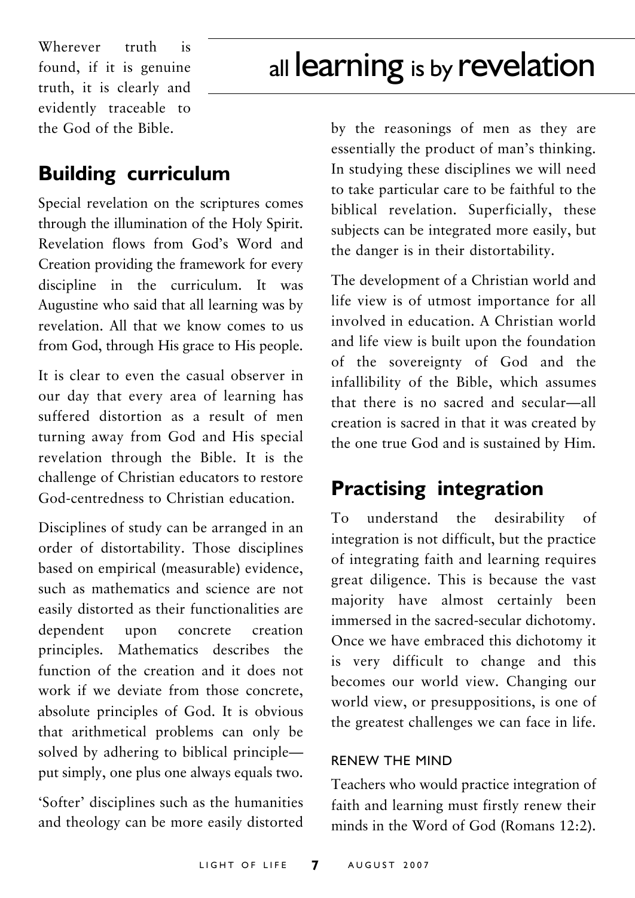Wherever truth is found, if it is genuine truth, it is clearly and evidently traceable to the God of the Bible.

# all learning is by revelation

## Building curriculum

Special revelation on the scriptures comes through the illumination of the Holy Spirit. Revelation flows from God's Word and Creation providing the framework for every discipline in the curriculum. It was Augustine who said that all learning was by revelation. All that we know comes to us from God, through His grace to His people.

It is clear to even the casual observer in our day that every area of learning has suffered distortion as a result of men turning away from God and His special revelation through the Bible. It is the challenge of Christian educators to restore God-centredness to Christian education.

Disciplines of study can be arranged in an order of distortability. Those disciplines based on empirical (measurable) evidence, such as mathematics and science are not easily distorted as their functionalities are dependent upon concrete creation principles. Mathematics describes the function of the creation and it does not work if we deviate from those concrete, absolute principles of God. It is obvious that arithmetical problems can only be solved by adhering to biblical principle—put simply, one plus one always equals two.

'Softer' disciplines such as the humanities and theology can be more easily distorted by the reasonings of men as they are essentially the product of man's thinking. In studying these disciplines we will need to take particular care to be faithful to the biblical revelation. Superficially, these subjects can be integrated more easily, but the danger is in their distortability.

The development of a Christian world and life view is of utmost importance for all involved in education. A Christian world and life view is built upon the foundation of the sovereignty of God and the infallibility of the Bible, which assumes that there is no sacred and secular—all creation is sacred in that it was created by the one true God and is sustained by Him.

## Practising integration

To understand the desirability of integration is not difficult, but the practice of integrating faith and learning requires great diligence. This is because the vast majority have almost certainly been immersed in the sacred-secular dichotomy. Once we have embraced this dichotomy it is very difficult to change and this becomes our world view. Changing our world view, or presuppositions, is one of the greatest challenges we can face in life.

### RENEW THE MIND

Teachers who would practice integration of faith and learning must firstly renew their minds in the Word of God (Romans 12:2).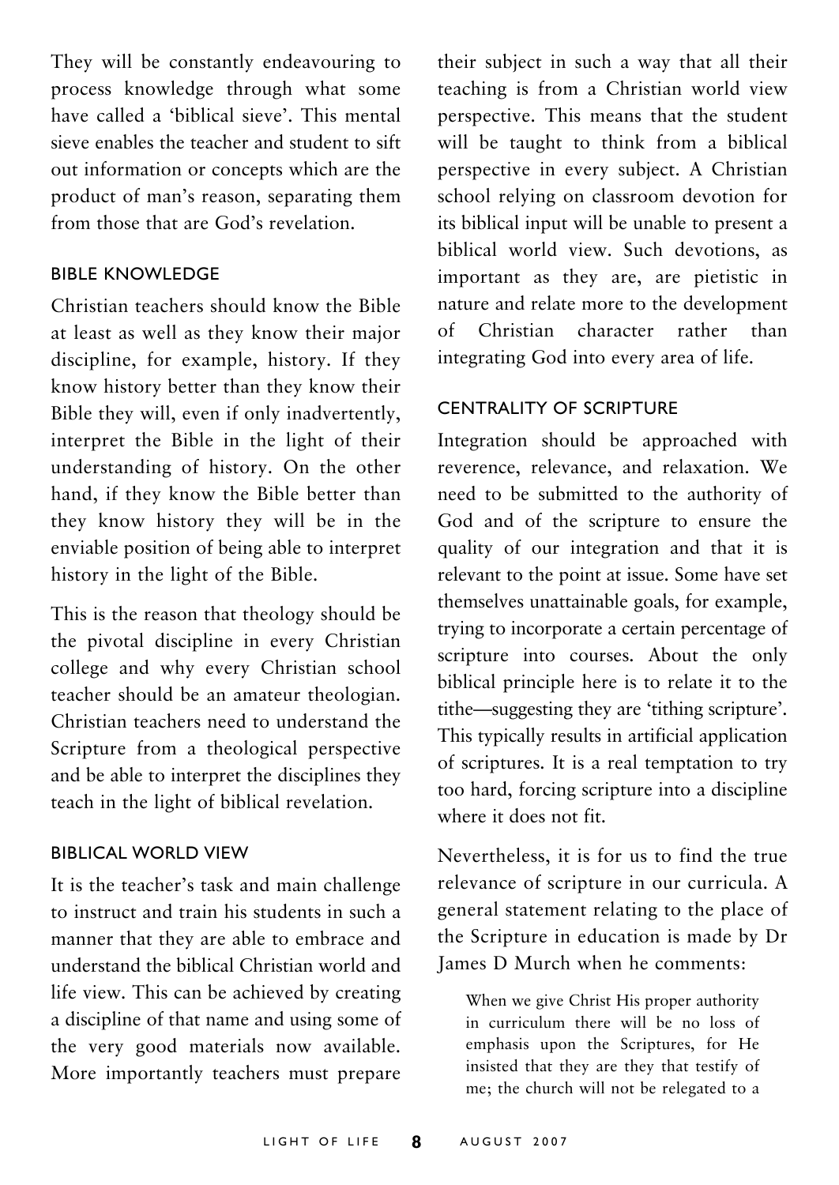They will be constantly endeavouring to process knowledge through what some have called a 'biblical sieve'. This mental sieve enables the teacher and student to sift out information or concepts which are the product of man's reason, separating them from those that are God's revelation.

### BIBLE KNOWLEDGE

Christian teachers should know the Bible at least as well as they know their major discipline, for example, history. If they know history better than they know their Bible they will, even if only inadvertently, interpret the Bible in the light of their understanding of history. On the other hand, if they know the Bible better than they know history they will be in the enviable position of being able to interpret history in the light of the Bible.

This is the reason that theology should be the pivotal discipline in every Christian college and why every Christian school teacher should be an amateur theologian. Christian teachers need to understand the Scripture from a theological perspective and be able to interpret the disciplines they teach in the light of biblical revelation.

### BIBLICAL WORLD VIEW

It is the teacher's task and main challenge to instruct and train his students in such a manner that they are able to embrace and understand the biblical Christian world and life view. This can be achieved by creating a discipline of that name and using some of the very good materials now available. More importantly teachers must prepare their subject in such a way that all their teaching is from a Christian world view perspective. This means that the student will be taught to think from a biblical perspective in every subject. A Christian school relying on classroom devotion for its biblical input will be unable to present a biblical world view. Such devotions, as important as they are, are pietistic in nature and relate more to the development of Christian character rather than integrating God into every area of life.

### CENTRALITY OF SCRIPTURE

Integration should be approached with reverence, relevance, and relaxation. We need to be submitted to the authority of God and of the scripture to ensure the quality of our integration and that it is relevant to the point at issue. Some have set themselves unattainable goals, for example, trying to incorporate a certain percentage of scripture into courses. About the only biblical principle here is to relate it to the tithe—suggesting they are 'tithing scripture'. This typically results in artificial application of scriptures. It is a real temptation to try too hard, forcing scripture into a discipline where it does not fit.

Nevertheless, it is for us to find the true relevance of scripture in our curricula. A general statement relating to the place of the Scripture in education is made by Dr James D Murch when he comments:

> When we give Christ His proper authority in curriculum there will be no loss of emphasis upon the Scriptures, for He insisted that they are they that testify of me; the church will not be relegated to a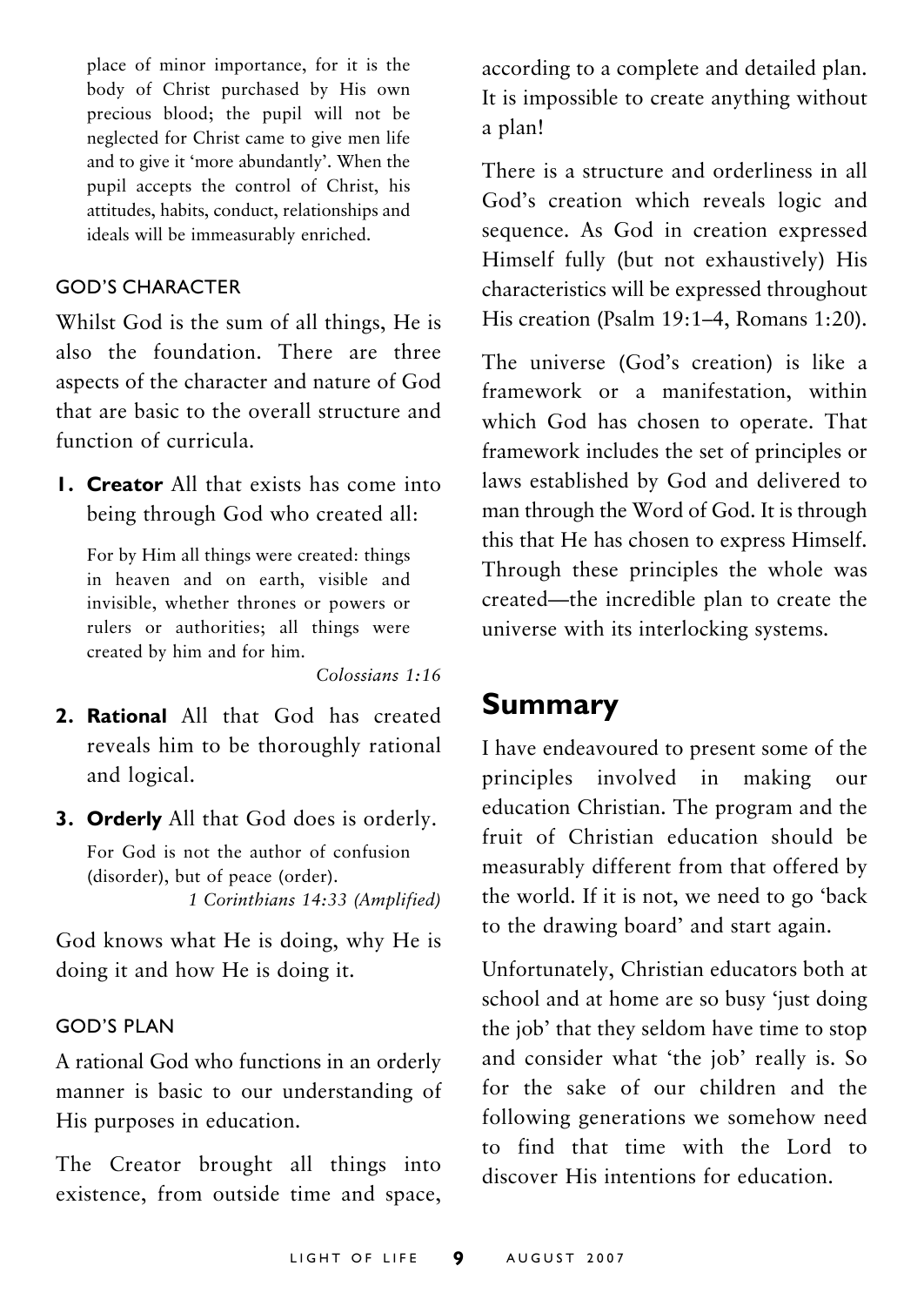place of minor importance, for it is the body of Christ purchased by His own precious blood; the pupil will not be neglected for Christ came to give men life and to give it 'more abundantly'. When the pupil accepts the control of Christ, his attitudes, habits, conduct, relationships and ideals will be immeasurably enriched.

### GOD'S CHARACTER

Whilst God is the sum of all things, He is also the foundation. There are three aspects of the character and nature of God that are basic to the overall structure and function of curricula.

1. **Creator** All that exists has come into being through God who created all:

   > For by Him all things were created: things in heaven and on earth, visible and invisible, whether thrones or powers or rulers or authorities; all things were created by him and for him.
   >
   > *Colossians 1:16*

2. **Rational** All that God has created reveals him to be thoroughly rational and logical.

3. **Orderly** All that God does is orderly.

   > For God is not the author of confusion (disorder), but of peace (order).
   >
   > *1 Corinthians 14:33 (Amplified)*

God knows what He is doing, why He is doing it and how He is doing it.

### GOD'S PLAN

A rational God who functions in an orderly manner is basic to our understanding of His purposes in education.

The Creator brought all things into existence, from outside time and space, according to a complete and detailed plan. It is impossible to create anything without a plan!

There is a structure and orderliness in all God's creation which reveals logic and sequence. As God in creation expressed Himself fully (but not exhaustively) His characteristics will be expressed throughout His creation (Psalm 19:1–4, Romans 1:20).

The universe (God's creation) is like a framework or a manifestation, within which God has chosen to operate. That framework includes the set of principles or laws established by God and delivered to man through the Word of God. It is through this that He has chosen to express Himself. Through these principles the whole was created—the incredible plan to create the universe with its interlocking systems.

## Summary

I have endeavoured to present some of the principles involved in making our education Christian. The program and the fruit of Christian education should be measurably different from that offered by the world. If it is not, we need to go 'back to the drawing board' and start again.

Unfortunately, Christian educators both at school and at home are so busy 'just doing the job' that they seldom have time to stop and consider what 'the job' really is. So for the sake of our children and the following generations we somehow need to find that time with the Lord to discover His intentions for education.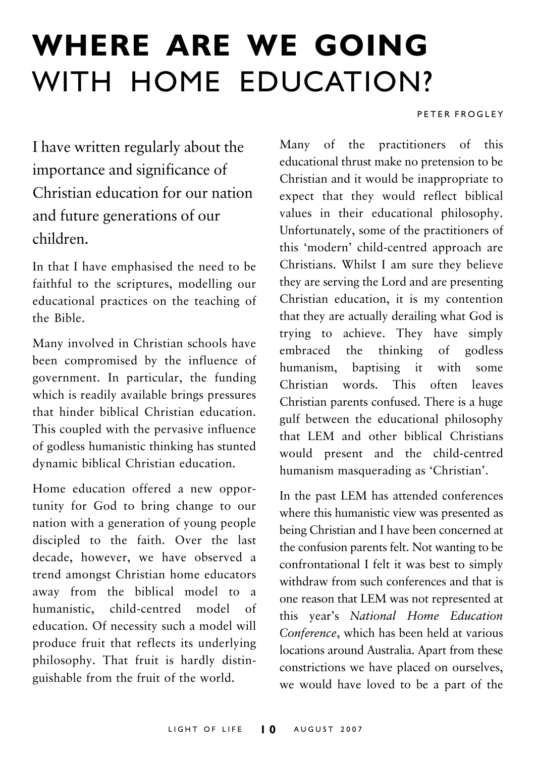# WHERE ARE WE GOING WITH HOME EDUCATION?

PETER FROGLEY

I have written regularly about the importance and significance of Christian education for our nation and future generations of our children.

In that I have emphasised the need to be faithful to the scriptures, modelling our educational practices on the teaching of the Bible.

Many involved in Christian schools have been compromised by the influence of government. In particular, the funding which is readily available brings pressures that hinder biblical Christian education. This coupled with the pervasive influence of godless humanistic thinking has stunted dynamic biblical Christian education.

Home education offered a new opportunity for God to bring change to our nation with a generation of young people discipled to the faith. Over the last decade, however, we have observed a trend amongst Christian home educators away from the biblical model to a humanistic, child-centred model of education. Of necessity such a model will produce fruit that reflects its underlying philosophy. That fruit is hardly distinguishable from the fruit of the world.

Many of the practitioners of this educational thrust make no pretension to be Christian and it would be inappropriate to expect that they would reflect biblical values in their educational philosophy. Unfortunately, some of the practitioners of this 'modern' child-centred approach are Christians. Whilst I am sure they believe they are serving the Lord and are presenting Christian education, it is my contention that they are actually derailing what God is trying to achieve. They have simply embraced the thinking of godless humanism, baptising it with some Christian words. This often leaves Christian parents confused. There is a huge gulf between the educational philosophy that LEM and other biblical Christians would present and the child-centred humanism masquerading as 'Christian'.

In the past LEM has attended conferences where this humanistic view was presented as being Christian and I have been concerned at the confusion parents felt. Not wanting to be confrontational I felt it was best to simply withdraw from such conferences and that is one reason that LEM was not represented at this year's *National Home Education Conference*, which has been held at various locations around Australia. Apart from these constrictions we have placed on ourselves, we would have loved to be a part of the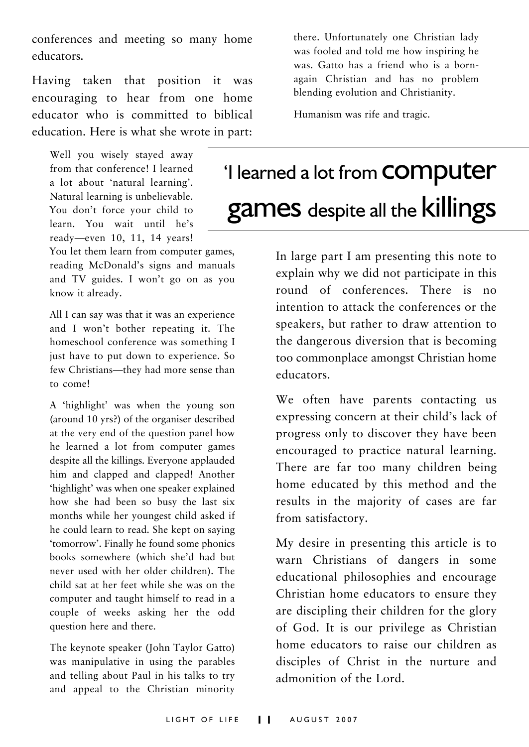conferences and meeting so many home educators.

Having taken that position it was encouraging to hear from one home educator who is committed to biblical education. Here is what she wrote in part:

> Well you wisely stayed away from that conference! I learned a lot about 'natural learning'. Natural learning is unbelievable. You don't force your child to learn. You wait until he's ready—even 10, 11, 14 years! You let them learn from computer games, reading McDonald's signs and manuals and TV guides. I won't go on as you know it already.
>
> All I can say was that it was an experience and I won't bother repeating it. The homeschool conference was something I just have to put down to experience. So few Christians—they had more sense than to come!
>
> A 'highlight' was when the young son (around 10 yrs?) of the organiser described at the very end of the question panel how he learned a lot from computer games despite all the killings. Everyone applauded him and clapped and clapped! Another 'highlight' was when one speaker explained how she had been so busy the last six months while her youngest child asked if he could learn to read. She kept on saying 'tomorrow'. Finally he found some phonics books somewhere (which she'd had but never used with her older children). The child sat at her feet while she was on the computer and taught himself to read in a couple of weeks asking her the odd question here and there.
>
> The keynote speaker (John Taylor Gatto) was manipulative in using the parables and telling about Paul in his talks to try and appeal to the Christian minority there. Unfortunately one Christian lady was fooled and told me how inspiring he was. Gatto has a friend who is a born-again Christian and has no problem blending evolution and Christianity.
>
> Humanism was rife and tragic.

## 'I learned a lot from computer games despite all the killings

In large part I am presenting this note to explain why we did not participate in this round of conferences. There is no intention to attack the conferences or the speakers, but rather to draw attention to the dangerous diversion that is becoming too commonplace amongst Christian home educators.

We often have parents contacting us expressing concern at their child's lack of progress only to discover they have been encouraged to practice natural learning. There are far too many children being home educated by this method and the results in the majority of cases are far from satisfactory.

My desire in presenting this article is to warn Christians of dangers in some educational philosophies and encourage Christian home educators to ensure they are discipling their children for the glory of God. It is our privilege as Christian home educators to raise our children as disciples of Christ in the nurture and admonition of the Lord.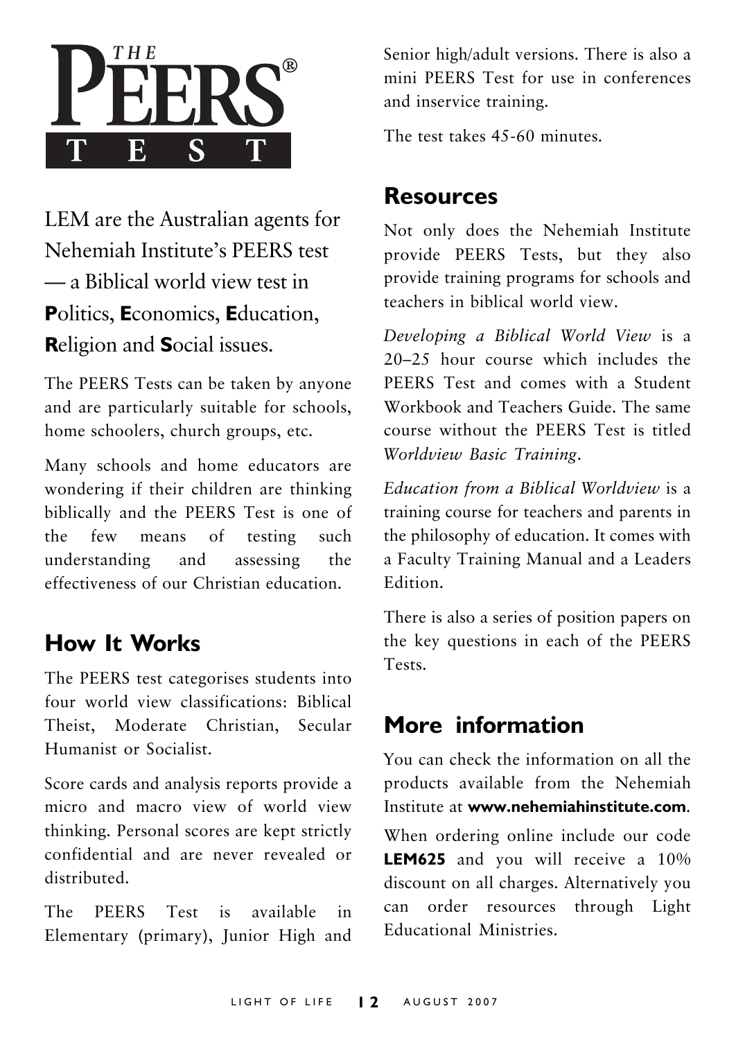# THE PEERS® TEST

LEM are the Australian agents for Nehemiah Institute's PEERS test — a Biblical world view test in **P**olitics, **E**conomics, **E**ducation, **R**eligion and **S**ocial issues.

The PEERS Tests can be taken by anyone and are particularly suitable for schools, home schoolers, church groups, etc.

Many schools and home educators are wondering if their children are thinking biblically and the PEERS Test is one of the few means of testing such understanding and assessing the effectiveness of our Christian education.

## How It Works

The PEERS test categorises students into four world view classifications: Biblical Theist, Moderate Christian, Secular Humanist or Socialist.

Score cards and analysis reports provide a micro and macro view of world view thinking. Personal scores are kept strictly confidential and are never revealed or distributed.

The PEERS Test is available in Elementary (primary), Junior High and Senior high/adult versions. There is also a mini PEERS Test for use in conferences and inservice training.

The test takes 45-60 minutes.

## Resources

Not only does the Nehemiah Institute provide PEERS Tests, but they also provide training programs for schools and teachers in biblical world view.

*Developing a Biblical World View* is a 20–25 hour course which includes the PEERS Test and comes with a Student Workbook and Teachers Guide. The same course without the PEERS Test is titled *Worldview Basic Training*.

*Education from a Biblical Worldview* is a training course for teachers and parents in the philosophy of education. It comes with a Faculty Training Manual and a Leaders Edition.

There is also a series of position papers on the key questions in each of the PEERS Tests.

## More information

You can check the information on all the products available from the Nehemiah Institute at **www.nehemiahinstitute.com**.

When ordering online include our code **LEM625** and you will receive a 10% discount on all charges. Alternatively you can order resources through Light Educational Ministries.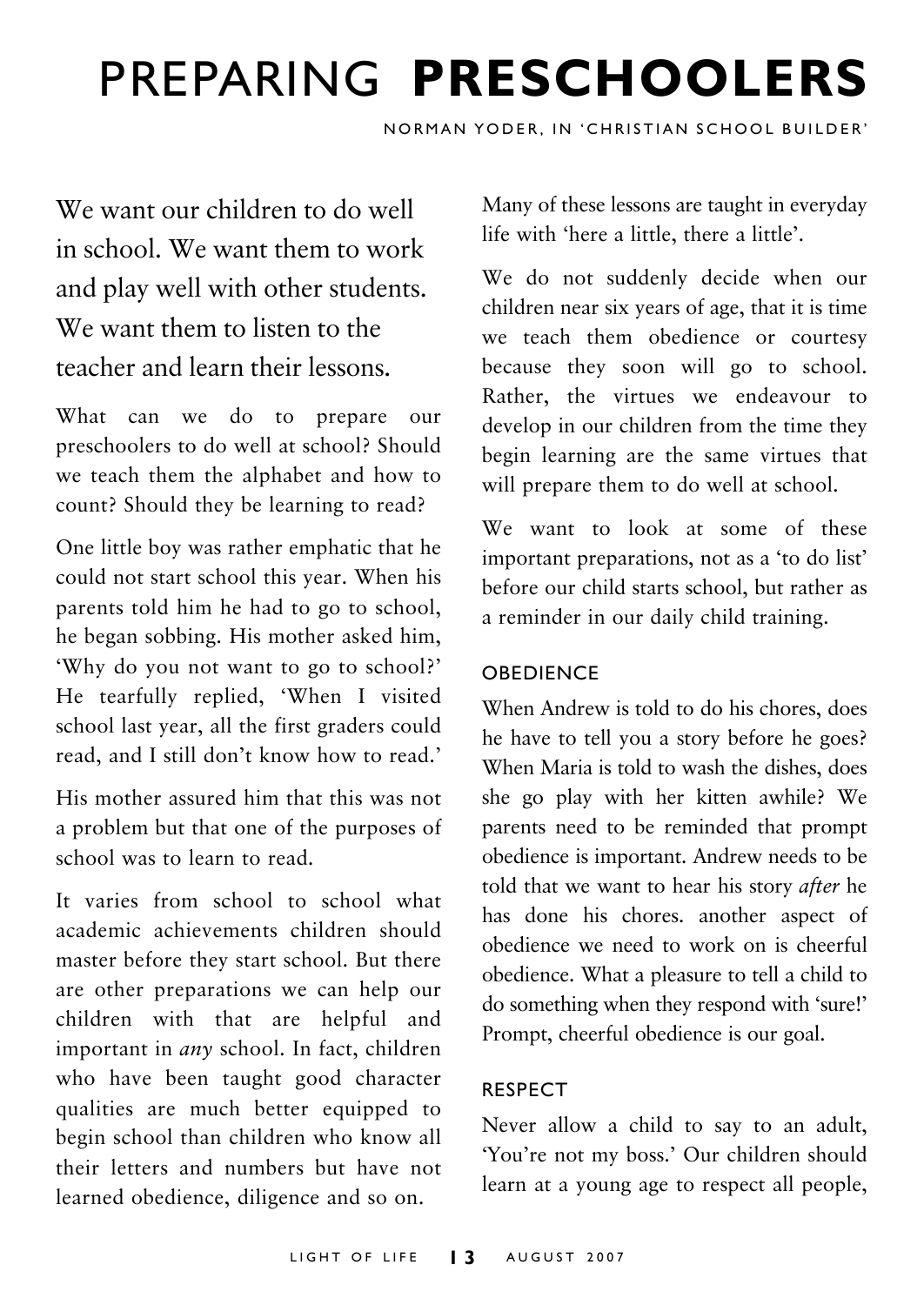# PREPARING **PRESCHOOLERS**

NORMAN YODER, IN 'CHRISTIAN SCHOOL BUILDER'

We want our children to do well in school. We want them to work and play well with other students. We want them to listen to the teacher and learn their lessons.

What can we do to prepare our preschoolers to do well at school? Should we teach them the alphabet and how to count? Should they be learning to read?

One little boy was rather emphatic that he could not start school this year. When his parents told him he had to go to school, he began sobbing. His mother asked him, 'Why do you not want to go to school?' He tearfully replied, 'When I visited school last year, all the first graders could read, and I still don't know how to read.'

His mother assured him that this was not a problem but that one of the purposes of school was to learn to read.

It varies from school to school what academic achievements children should master before they start school. But there are other preparations we can help our children with that are helpful and important in *any* school. In fact, children who have been taught good character qualities are much better equipped to begin school than children who know all their letters and numbers but have not learned obedience, diligence and so on.

Many of these lessons are taught in everyday life with 'here a little, there a little'.

We do not suddenly decide when our children near six years of age, that it is time we teach them obedience or courtesy because they soon will go to school. Rather, the virtues we endeavour to develop in our children from the time they begin learning are the same virtues that will prepare them to do well at school.

We want to look at some of these important preparations, not as a 'to do list' before our child starts school, but rather as a reminder in our daily child training.

### OBEDIENCE

When Andrew is told to do his chores, does he have to tell you a story before he goes? When Maria is told to wash the dishes, does she go play with her kitten awhile? We parents need to be reminded that prompt obedience is important. Andrew needs to be told that we want to hear his story *after* he has done his chores. another aspect of obedience we need to work on is cheerful obedience. What a pleasure to tell a child to do something when they respond with 'sure!' Prompt, cheerful obedience is our goal.

### RESPECT

Never allow a child to say to an adult, 'You're not my boss.' Our children should learn at a young age to respect all people,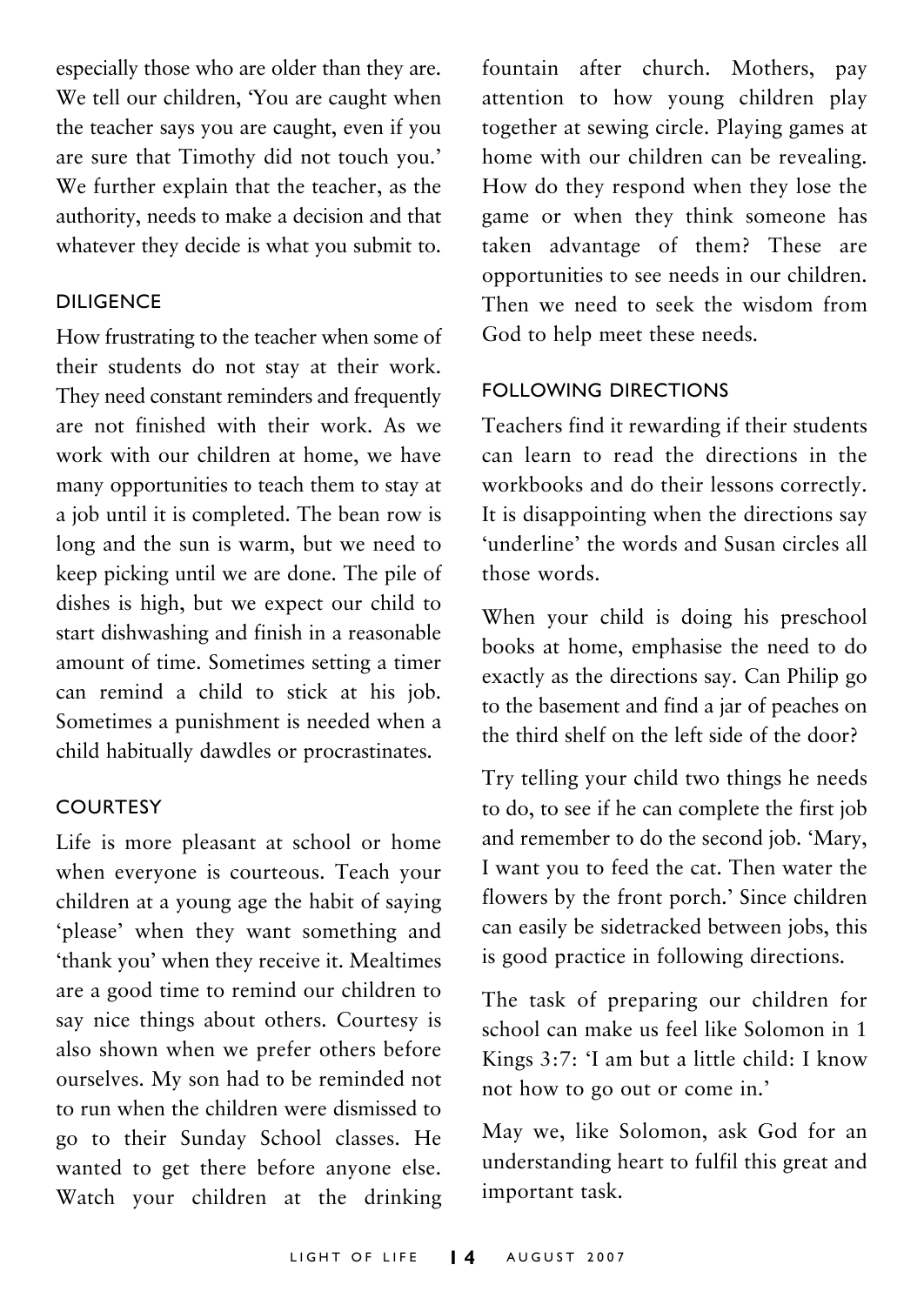especially those who are older than they are. We tell our children, 'You are caught when the teacher says you are caught, even if you are sure that Timothy did not touch you.' We further explain that the teacher, as the authority, needs to make a decision and that whatever they decide is what you submit to.

### DILIGENCE

How frustrating to the teacher when some of their students do not stay at their work. They need constant reminders and frequently are not finished with their work. As we work with our children at home, we have many opportunities to teach them to stay at a job until it is completed. The bean row is long and the sun is warm, but we need to keep picking until we are done. The pile of dishes is high, but we expect our child to start dishwashing and finish in a reasonable amount of time. Sometimes setting a timer can remind a child to stick at his job. Sometimes a punishment is needed when a child habitually dawdles or procrastinates.

### COURTESY

Life is more pleasant at school or home when everyone is courteous. Teach your children at a young age the habit of saying 'please' when they want something and 'thank you' when they receive it. Mealtimes are a good time to remind our children to say nice things about others. Courtesy is also shown when we prefer others before ourselves. My son had to be reminded not to run when the children were dismissed to go to their Sunday School classes. He wanted to get there before anyone else. Watch your children at the drinking fountain after church. Mothers, pay attention to how young children play together at sewing circle. Playing games at home with our children can be revealing. How do they respond when they lose the game or when they think someone has taken advantage of them? These are opportunities to see needs in our children. Then we need to seek the wisdom from God to help meet these needs.

### FOLLOWING DIRECTIONS

Teachers find it rewarding if their students can learn to read the directions in the workbooks and do their lessons correctly. It is disappointing when the directions say 'underline' the words and Susan circles all those words.

When your child is doing his preschool books at home, emphasise the need to do exactly as the directions say. Can Philip go to the basement and find a jar of peaches on the third shelf on the left side of the door?

Try telling your child two things he needs to do, to see if he can complete the first job and remember to do the second job. 'Mary, I want you to feed the cat. Then water the flowers by the front porch.' Since children can easily be sidetracked between jobs, this is good practice in following directions.

The task of preparing our children for school can make us feel like Solomon in 1 Kings 3:7: 'I am but a little child: I know not how to go out or come in.'

May we, like Solomon, ask God for an understanding heart to fulfil this great and important task.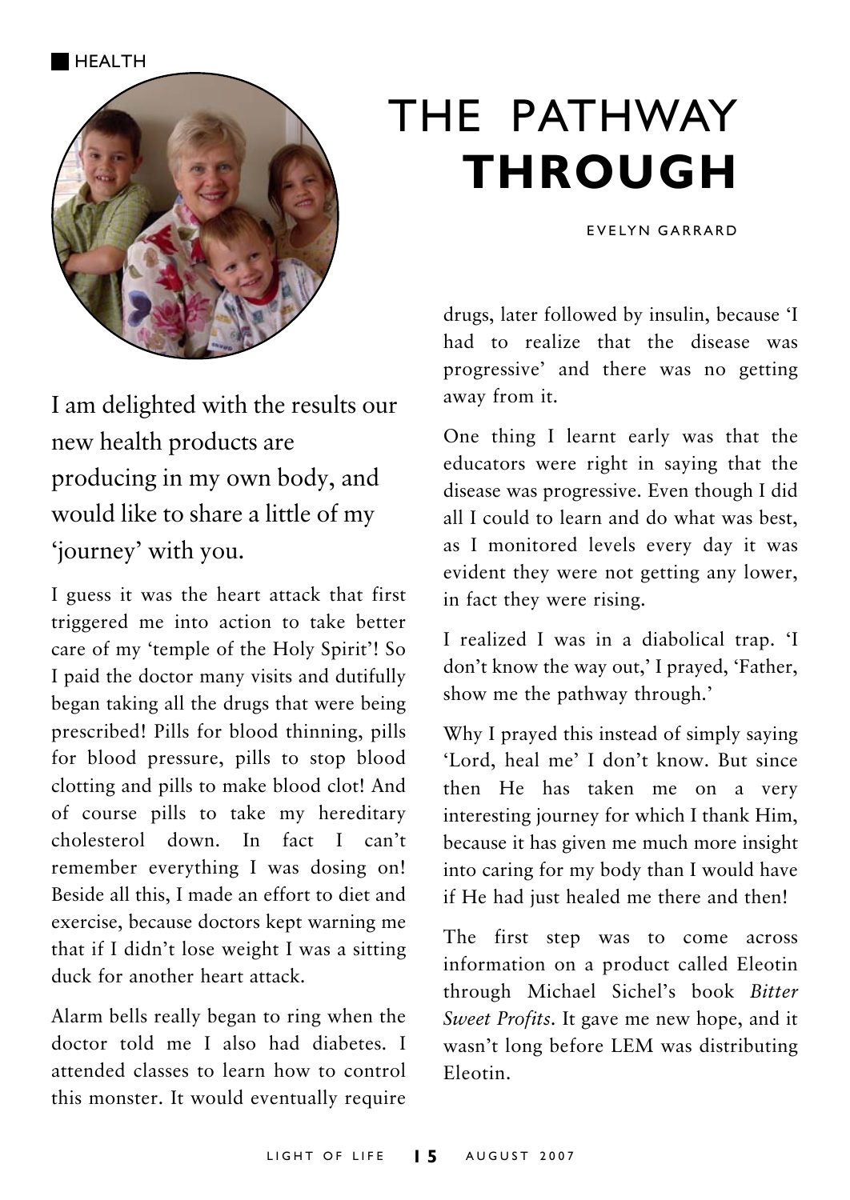HEALTH

# THE PATHWAY **THROUGH**

EVELYN GARRARD

I am delighted with the results our new health products are producing in my own body, and would like to share a little of my 'journey' with you.

I guess it was the heart attack that first triggered me into action to take better care of my 'temple of the Holy Spirit'! So I paid the doctor many visits and dutifully began taking all the drugs that were being prescribed! Pills for blood thinning, pills for blood pressure, pills to stop blood clotting and pills to make blood clot! And of course pills to take my hereditary cholesterol down. In fact I can't remember everything I was dosing on! Beside all this, I made an effort to diet and exercise, because doctors kept warning me that if I didn't lose weight I was a sitting duck for another heart attack.

Alarm bells really began to ring when the doctor told me I also had diabetes. I attended classes to learn how to control this monster. It would eventually require drugs, later followed by insulin, because 'I had to realize that the disease was progressive' and there was no getting away from it.

One thing I learnt early was that the educators were right in saying that the disease was progressive. Even though I did all I could to learn and do what was best, as I monitored levels every day it was evident they were not getting any lower, in fact they were rising.

I realized I was in a diabolical trap. 'I don't know the way out,' I prayed, 'Father, show me the pathway through.'

Why I prayed this instead of simply saying 'Lord, heal me' I don't know. But since then He has taken me on a very interesting journey for which I thank Him, because it has given me much more insight into caring for my body than I would have if He had just healed me there and then!

The first step was to come across information on a product called Eleotin through Michael Sichel's book *Bitter Sweet Profits*. It gave me new hope, and it wasn't long before LEM was distributing Eleotin.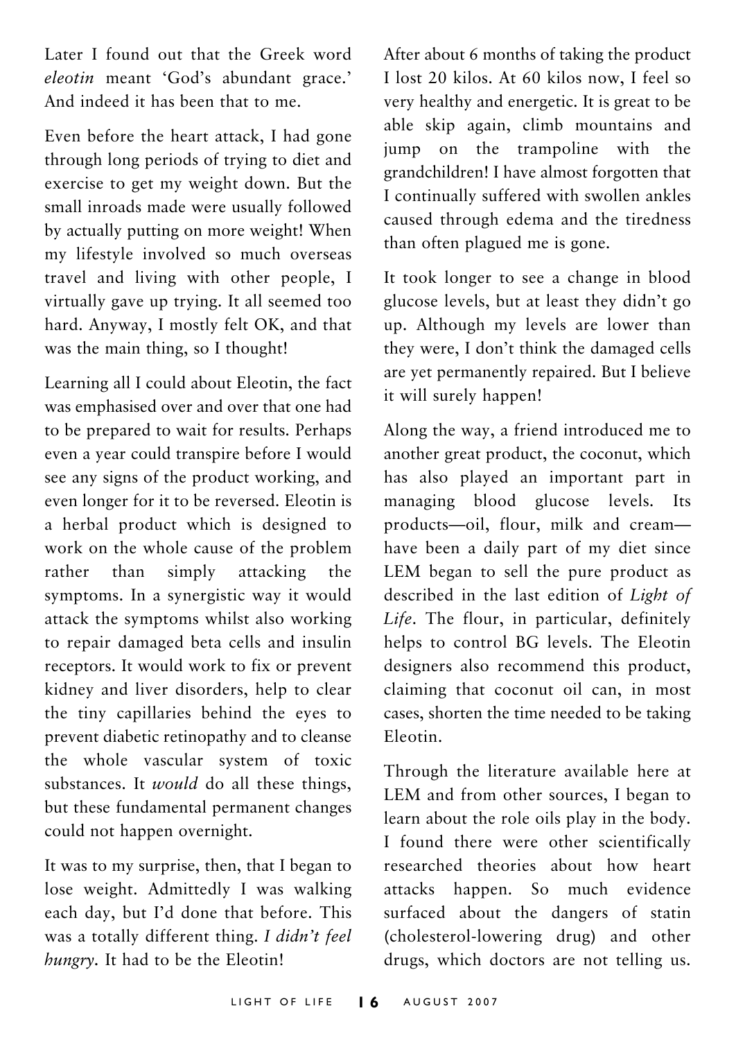Later I found out that the Greek word *eleotin* meant 'God's abundant grace.' And indeed it has been that to me.

Even before the heart attack, I had gone through long periods of trying to diet and exercise to get my weight down. But the small inroads made were usually followed by actually putting on more weight! When my lifestyle involved so much overseas travel and living with other people, I virtually gave up trying. It all seemed too hard. Anyway, I mostly felt OK, and that was the main thing, so I thought!

Learning all I could about Eleotin, the fact was emphasised over and over that one had to be prepared to wait for results. Perhaps even a year could transpire before I would see any signs of the product working, and even longer for it to be reversed. Eleotin is a herbal product which is designed to work on the whole cause of the problem rather than simply attacking the symptoms. In a synergistic way it would attack the symptoms whilst also working to repair damaged beta cells and insulin receptors. It would work to fix or prevent kidney and liver disorders, help to clear the tiny capillaries behind the eyes to prevent diabetic retinopathy and to cleanse the whole vascular system of toxic substances. It *would* do all these things, but these fundamental permanent changes could not happen overnight.

It was to my surprise, then, that I began to lose weight. Admittedly I was walking each day, but I'd done that before. This was a totally different thing. *I didn't feel hungry.* It had to be the Eleotin!

After about 6 months of taking the product I lost 20 kilos. At 60 kilos now, I feel so very healthy and energetic. It is great to be able skip again, climb mountains and jump on the trampoline with the grandchildren! I have almost forgotten that I continually suffered with swollen ankles caused through edema and the tiredness than often plagued me is gone.

It took longer to see a change in blood glucose levels, but at least they didn't go up. Although my levels are lower than they were, I don't think the damaged cells are yet permanently repaired. But I believe it will surely happen!

Along the way, a friend introduced me to another great product, the coconut, which has also played an important part in managing blood glucose levels. Its products—oil, flour, milk and cream—have been a daily part of my diet since LEM began to sell the pure product as described in the last edition of *Light of Life*. The flour, in particular, definitely helps to control BG levels. The Eleotin designers also recommend this product, claiming that coconut oil can, in most cases, shorten the time needed to be taking Eleotin.

Through the literature available here at LEM and from other sources, I began to learn about the role oils play in the body. I found there were other scientifically researched theories about how heart attacks happen. So much evidence surfaced about the dangers of statin (cholesterol-lowering drug) and other drugs, which doctors are not telling us.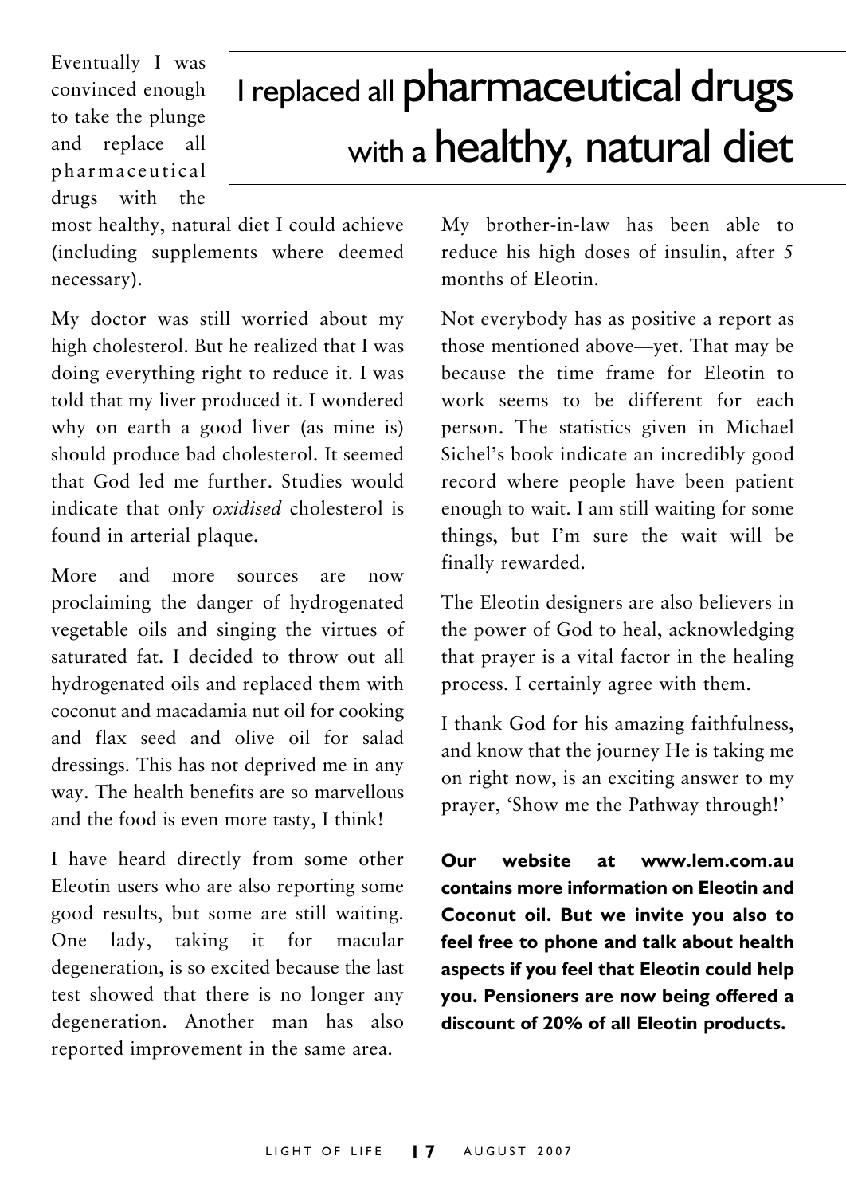Eventually I was convinced enough to take the plunge and replace all pharmaceutical drugs with the most healthy, natural diet I could achieve (including supplements where deemed necessary).

## I replaced all pharmaceutical drugs with a healthy, natural diet

My doctor was still worried about my high cholesterol. But he realized that I was doing everything right to reduce it. I was told that my liver produced it. I wondered why on earth a good liver (as mine is) should produce bad cholesterol. It seemed that God led me further. Studies would indicate that only *oxidised* cholesterol is found in arterial plaque.

More and more sources are now proclaiming the danger of hydrogenated vegetable oils and singing the virtues of saturated fat. I decided to throw out all hydrogenated oils and replaced them with coconut and macadamia nut oil for cooking and flax seed and olive oil for salad dressings. This has not deprived me in any way. The health benefits are so marvellous and the food is even more tasty, I think!

I have heard directly from some other Eleotin users who are also reporting some good results, but some are still waiting. One lady, taking it for macular degeneration, is so excited because the last test showed that there is no longer any degeneration. Another man has also reported improvement in the same area.

My brother-in-law has been able to reduce his high doses of insulin, after 5 months of Eleotin.

Not everybody has as positive a report as those mentioned above—yet. That may be because the time frame for Eleotin to work seems to be different for each person. The statistics given in Michael Sichel's book indicate an incredibly good record where people have been patient enough to wait. I am still waiting for some things, but I'm sure the wait will be finally rewarded.

The Eleotin designers are also believers in the power of God to heal, acknowledging that prayer is a vital factor in the healing process. I certainly agree with them.

I thank God for his amazing faithfulness, and know that the journey He is taking me on right now, is an exciting answer to my prayer, 'Show me the Pathway through!'

**Our website at www.lem.com.au contains more information on Eleotin and Coconut oil. But we invite you also to feel free to phone and talk about health aspects if you feel that Eleotin could help you. Pensioners are now being offered a discount of 20% of all Eleotin products.**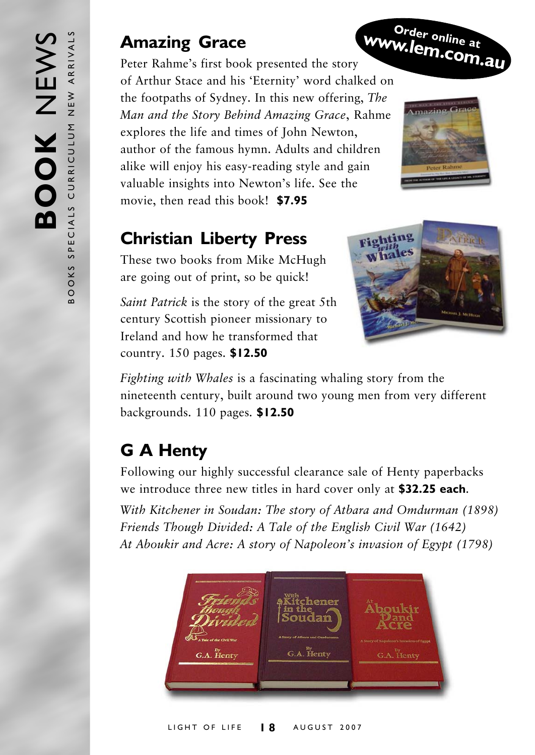## Amazing Grace

Order online at www.lem.com.au

Peter Rahme's first book presented the story of Arthur Stace and his 'Eternity' word chalked on the footpaths of Sydney. In this new offering, *The Man and the Story Behind Amazing Grace*, Rahme explores the life and times of John Newton, author of the famous hymn. Adults and children alike will enjoy his easy-reading style and gain valuable insights into Newton's life. See the movie, then read this book! **$7.95**

## Christian Liberty Press

These two books from Mike McHugh are going out of print, so be quick!

*Saint Patrick* is the story of the great 5th century Scottish pioneer missionary to Ireland and how he transformed that country. 150 pages. **$12.50**

*Fighting with Whales* is a fascinating whaling story from the nineteenth century, built around two young men from very different backgrounds. 110 pages. **$12.50**

## G A Henty

Following our highly successful clearance sale of Henty paperbacks we introduce three new titles in hard cover only at **$32.25 each**.

*With Kitchener in Soudan: The story of Atbara and Omdurman (1898)*
*Friends Though Divided: A Tale of the English Civil War (1642)*
*At Aboukir and Acre: A story of Napoleon's invasion of Egypt (1798)*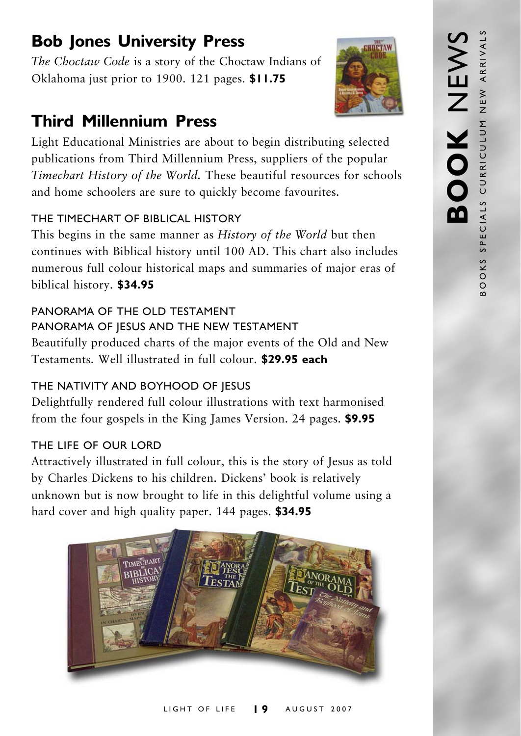## Bob Jones University Press

*The Choctaw Code* is a story of the Choctaw Indians of Oklahoma just prior to 1900. 121 pages. **$11.75**

## Third Millennium Press

Light Educational Ministries are about to begin distributing selected publications from Third Millennium Press, suppliers of the popular *Timechart History of the World.* These beautiful resources for schools and home schoolers are sure to quickly become favourites.

### THE TIMECHART OF BIBLICAL HISTORY

This begins in the same manner as *History of the World* but then continues with Biblical history until 100 AD. This chart also includes numerous full colour historical maps and summaries of major eras of biblical history. **$34.95**

### PANORAMA OF THE OLD TESTAMENT
### PANORAMA OF JESUS AND THE NEW TESTAMENT

Beautifully produced charts of the major events of the Old and New Testaments. Well illustrated in full colour. **$29.95 each**

### THE NATIVITY AND BOYHOOD OF JESUS

Delightfully rendered full colour illustrations with text harmonised from the four gospels in the King James Version. 24 pages. **$9.95**

### THE LIFE OF OUR LORD

Attractively illustrated in full colour, this is the story of Jesus as told by Charles Dickens to his children. Dickens' book is relatively unknown but is now brought to life in this delightful volume using a hard cover and high quality paper. 144 pages. **$34.95**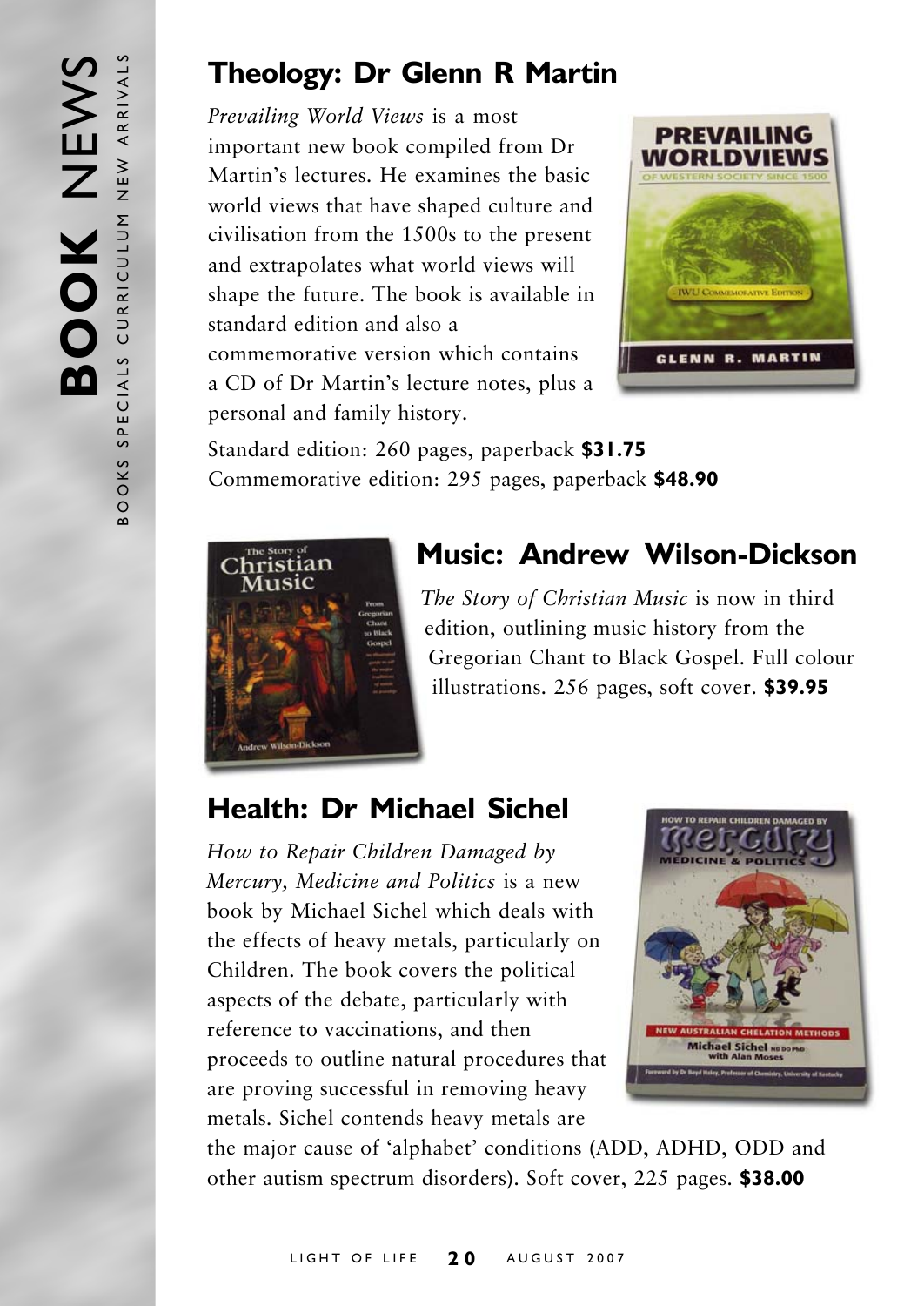# BOOK NEWS

BOOKS SPECIALS CURRICULUM NEW ARRIVALS

## Theology: Dr Glenn R Martin

*Prevailing World Views* is a most important new book compiled from Dr Martin's lectures. He examines the basic world views that have shaped culture and civilisation from the 1500s to the present and extrapolates what world views will shape the future. The book is available in standard edition and also a commemorative version which contains a CD of Dr Martin's lecture notes, plus a personal and family history.

Standard edition: 260 pages, paperback **$31.75**
Commemorative edition: 295 pages, paperback **$48.90**

## Music: Andrew Wilson-Dickson

*The Story of Christian Music* is now in third edition, outlining music history from the Gregorian Chant to Black Gospel. Full colour illustrations. 256 pages, soft cover. **$39.95**

## Health: Dr Michael Sichel

*How to Repair Children Damaged by Mercury, Medicine and Politics* is a new book by Michael Sichel which deals with the effects of heavy metals, particularly on Children. The book covers the political aspects of the debate, particularly with reference to vaccinations, and then proceeds to outline natural procedures that are proving successful in removing heavy metals. Sichel contends heavy metals are the major cause of 'alphabet' conditions (ADD, ADHD, ODD and other autism spectrum disorders). Soft cover, 225 pages. **$38.00**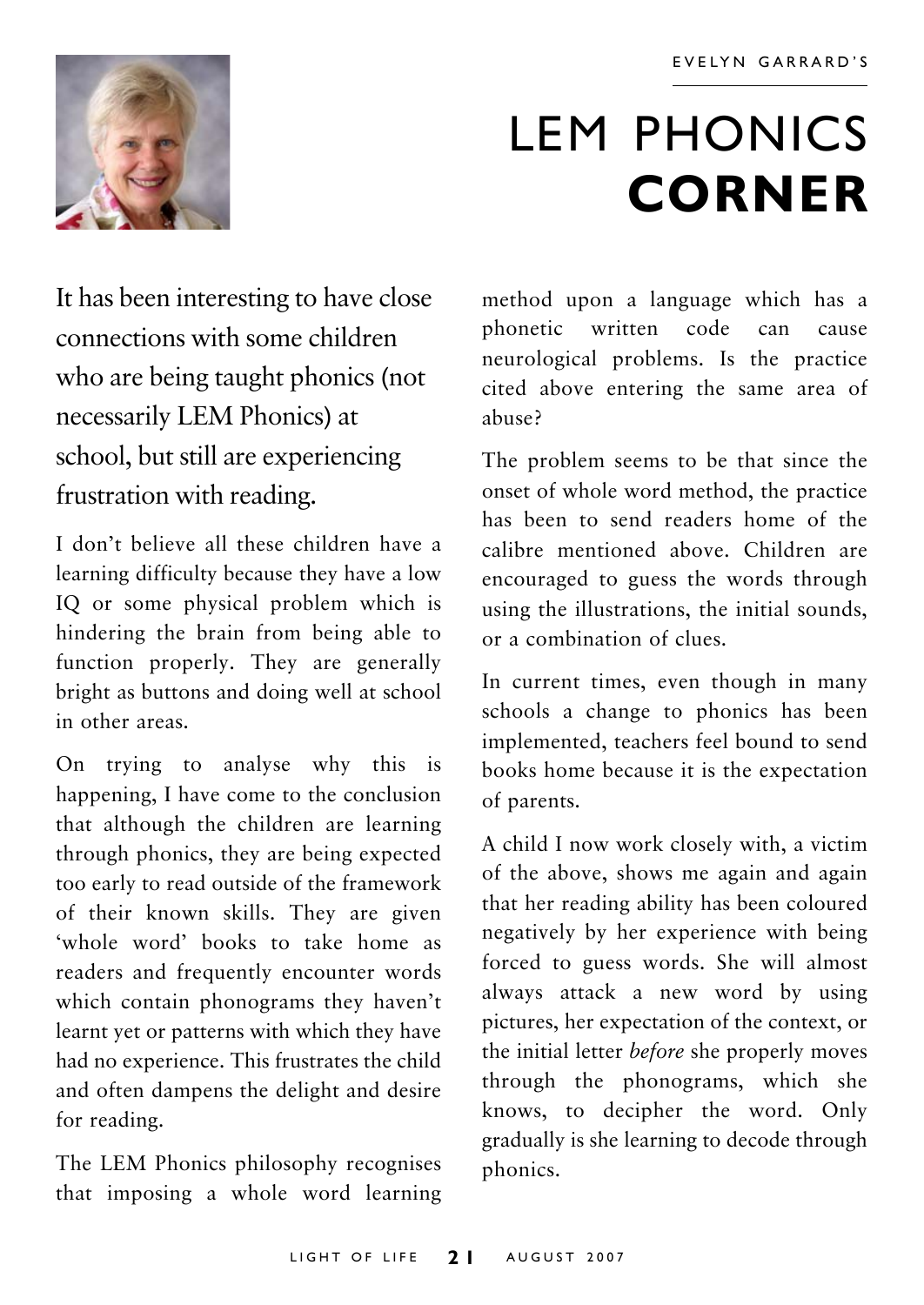EVELYN GARRARD'S

# LEM PHONICS **CORNER**

It has been interesting to have close connections with some children who are being taught phonics (not necessarily LEM Phonics) at school, but still are experiencing frustration with reading.

I don't believe all these children have a learning difficulty because they have a low IQ or some physical problem which is hindering the brain from being able to function properly. They are generally bright as buttons and doing well at school in other areas.

On trying to analyse why this is happening, I have come to the conclusion that although the children are learning through phonics, they are being expected too early to read outside of the framework of their known skills. They are given 'whole word' books to take home as readers and frequently encounter words which contain phonograms they haven't learnt yet or patterns with which they have had no experience. This frustrates the child and often dampens the delight and desire for reading.

The LEM Phonics philosophy recognises that imposing a whole word learning method upon a language which has a phonetic written code can cause neurological problems. Is the practice cited above entering the same area of abuse?

The problem seems to be that since the onset of whole word method, the practice has been to send readers home of the calibre mentioned above. Children are encouraged to guess the words through using the illustrations, the initial sounds, or a combination of clues.

In current times, even though in many schools a change to phonics has been implemented, teachers feel bound to send books home because it is the expectation of parents.

A child I now work closely with, a victim of the above, shows me again and again that her reading ability has been coloured negatively by her experience with being forced to guess words. She will almost always attack a new word by using pictures, her expectation of the context, or the initial letter *before* she properly moves through the phonograms, which she knows, to decipher the word. Only gradually is she learning to decode through phonics.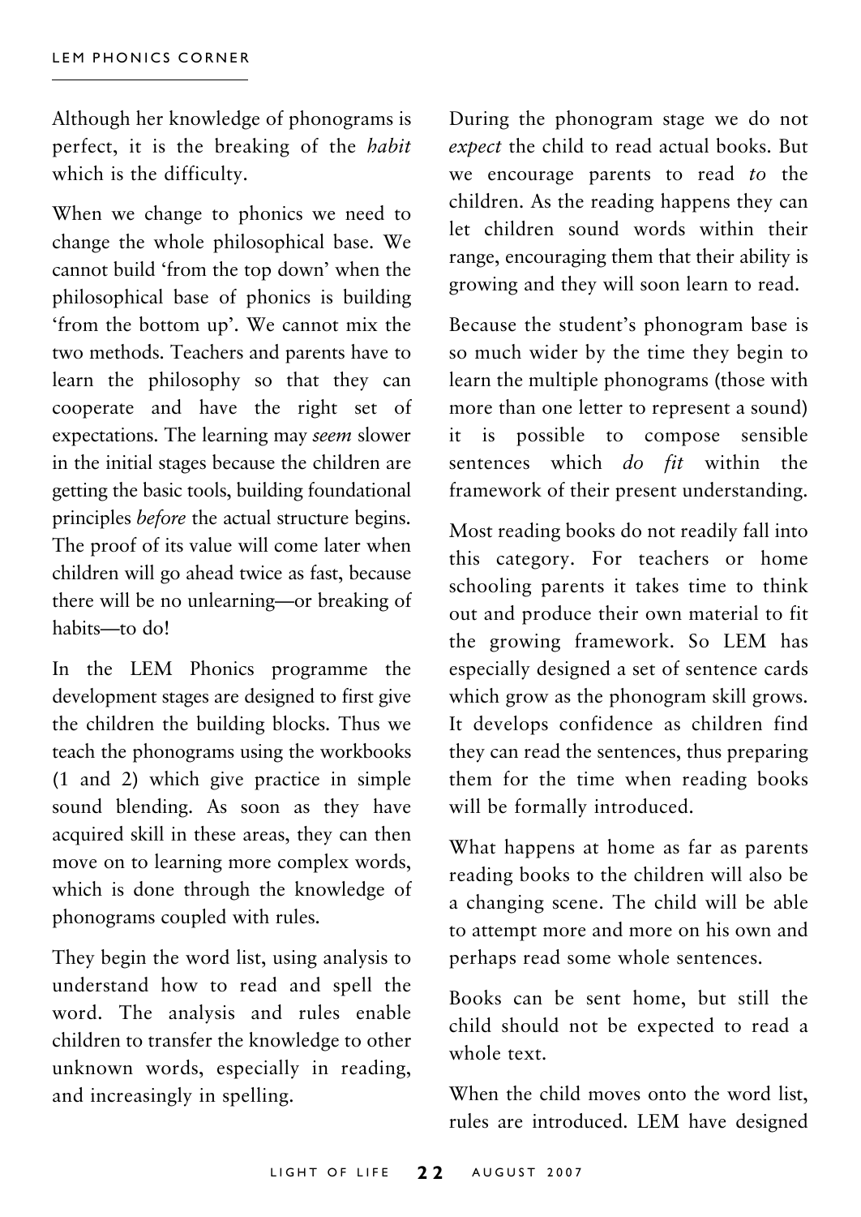Although her knowledge of phonograms is perfect, it is the breaking of the *habit* which is the difficulty.

When we change to phonics we need to change the whole philosophical base. We cannot build 'from the top down' when the philosophical base of phonics is building 'from the bottom up'. We cannot mix the two methods. Teachers and parents have to learn the philosophy so that they can cooperate and have the right set of expectations. The learning may *seem* slower in the initial stages because the children are getting the basic tools, building foundational principles *before* the actual structure begins. The proof of its value will come later when children will go ahead twice as fast, because there will be no unlearning—or breaking of habits—to do!

In the LEM Phonics programme the development stages are designed to first give the children the building blocks. Thus we teach the phonograms using the workbooks (1 and 2) which give practice in simple sound blending. As soon as they have acquired skill in these areas, they can then move on to learning more complex words, which is done through the knowledge of phonograms coupled with rules.

They begin the word list, using analysis to understand how to read and spell the word. The analysis and rules enable children to transfer the knowledge to other unknown words, especially in reading, and increasingly in spelling.

During the phonogram stage we do not *expect* the child to read actual books. But we encourage parents to read *to* the children. As the reading happens they can let children sound words within their range, encouraging them that their ability is growing and they will soon learn to read.

Because the student's phonogram base is so much wider by the time they begin to learn the multiple phonograms (those with more than one letter to represent a sound) it is possible to compose sensible sentences which *do fit* within the framework of their present understanding.

Most reading books do not readily fall into this category. For teachers or home schooling parents it takes time to think out and produce their own material to fit the growing framework. So LEM has especially designed a set of sentence cards which grow as the phonogram skill grows. It develops confidence as children find they can read the sentences, thus preparing them for the time when reading books will be formally introduced.

What happens at home as far as parents reading books to the children will also be a changing scene. The child will be able to attempt more and more on his own and perhaps read some whole sentences.

Books can be sent home, but still the child should not be expected to read a whole text.

When the child moves onto the word list, rules are introduced. LEM have designed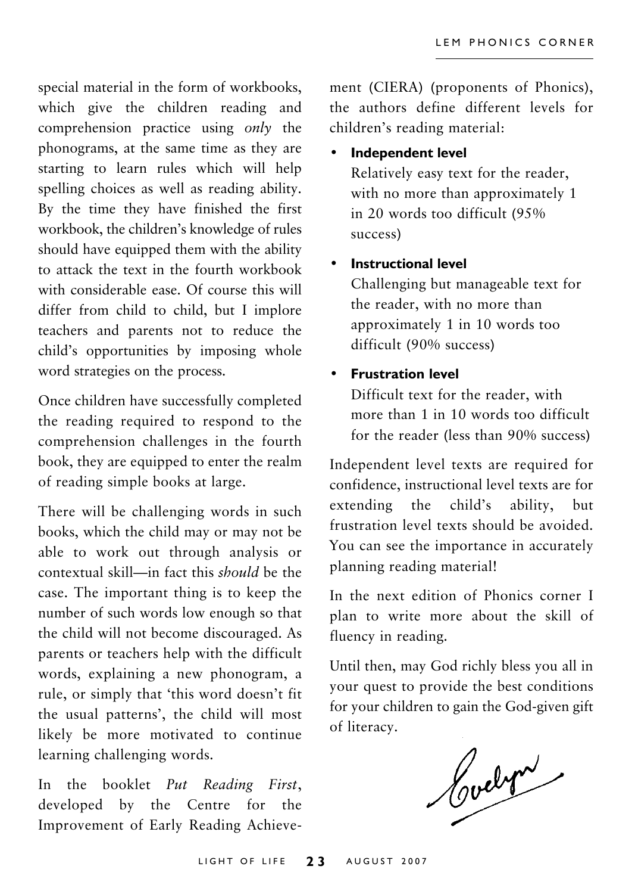special material in the form of workbooks, which give the children reading and comprehension practice using *only* the phonograms, at the same time as they are starting to learn rules which will help spelling choices as well as reading ability. By the time they have finished the first workbook, the children's knowledge of rules should have equipped them with the ability to attack the text in the fourth workbook with considerable ease. Of course this will differ from child to child, but I implore teachers and parents not to reduce the child's opportunities by imposing whole word strategies on the process.

Once children have successfully completed the reading required to respond to the comprehension challenges in the fourth book, they are equipped to enter the realm of reading simple books at large.

There will be challenging words in such books, which the child may or may not be able to work out through analysis or contextual skill—in fact this *should* be the case. The important thing is to keep the number of such words low enough so that the child will not become discouraged. As parents or teachers help with the difficult words, explaining a new phonogram, a rule, or simply that 'this word doesn't fit the usual patterns', the child will most likely be more motivated to continue learning challenging words.

In the booklet *Put Reading First*, developed by the Centre for the Improvement of Early Reading Achievement (CIERA) (proponents of Phonics), the authors define different levels for children's reading material:

- **Independent level**
  Relatively easy text for the reader, with no more than approximately 1 in 20 words too difficult (95% success)
- **Instructional level**
  Challenging but manageable text for the reader, with no more than approximately 1 in 10 words too difficult (90% success)
- **Frustration level**
  Difficult text for the reader, with more than 1 in 10 words too difficult for the reader (less than 90% success)

Independent level texts are required for confidence, instructional level texts are for extending the child's ability, but frustration level texts should be avoided. You can see the importance in accurately planning reading material!

In the next edition of Phonics corner I plan to write more about the skill of fluency in reading.

Until then, may God richly bless you all in your quest to provide the best conditions for your children to gain the God-given gift of literacy.

Evelyn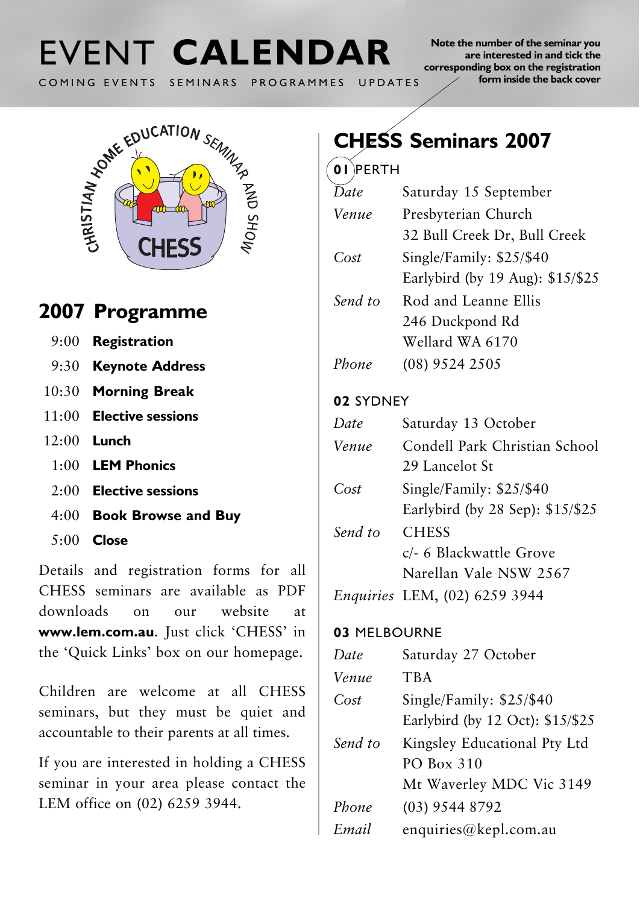# EVENT **CALENDAR**

COMING EVENTS SEMINARS PROGRAMMES UPDATES

**Note the number of the seminar you are interested in and tick the corresponding box on the registration form inside the back cover**

## 2007 Programme

| | |
|---|---|
| 9:00 | **Registration** |
| 9:30 | **Keynote Address** |
| 10:30 | **Morning Break** |
| 11:00 | **Elective sessions** |
| 12:00 | **Lunch** |
| 1:00 | **LEM Phonics** |
| 2:00 | **Elective sessions** |
| 4:00 | **Book Browse and Buy** |
| 5:00 | **Close** |

Details and registration forms for all CHESS seminars are available as PDF downloads on our website at **www.lem.com.au**. Just click 'CHESS' in the 'Quick Links' box on our homepage.

Children are welcome at all CHESS seminars, but they must be quiet and accountable to their parents at all times.

If you are interested in holding a CHESS seminar in your area please contact the LEM office on (02) 6259 3944.

## CHESS Seminars 2007

### 01 PERTH

| | |
|---|---|
| *Date* | Saturday 15 September |
| *Venue* | Presbyterian Church<br>32 Bull Creek Dr, Bull Creek |
| *Cost* | Single/Family: $25/$40<br>Earlybird (by 19 Aug): $15/$25 |
| *Send to* | Rod and Leanne Ellis<br>246 Duckpond Rd<br>Wellard WA 6170 |
| *Phone* | (08) 9524 2505 |

### 02 SYDNEY

| | |
|---|---|
| *Date* | Saturday 13 October |
| *Venue* | Condell Park Christian School<br>29 Lancelot St |
| *Cost* | Single/Family: $25/$40<br>Earlybird (by 28 Sep): $15/$25 |
| *Send to* | CHESS<br>c/- 6 Blackwattle Grove<br>Narellan Vale NSW 2567 |
| *Enquiries* | LEM, (02) 6259 3944 |

### 03 MELBOURNE

| | |
|---|---|
| *Date* | Saturday 27 October |
| *Venue* | TBA |
| *Cost* | Single/Family: $25/$40<br>Earlybird (by 12 Oct): $15/$25 |
| *Send to* | Kingsley Educational Pty Ltd<br>PO Box 310<br>Mt Waverley MDC Vic 3149 |
| *Phone* | (03) 9544 8792 |
| *Email* | enquiries@kepl.com.au |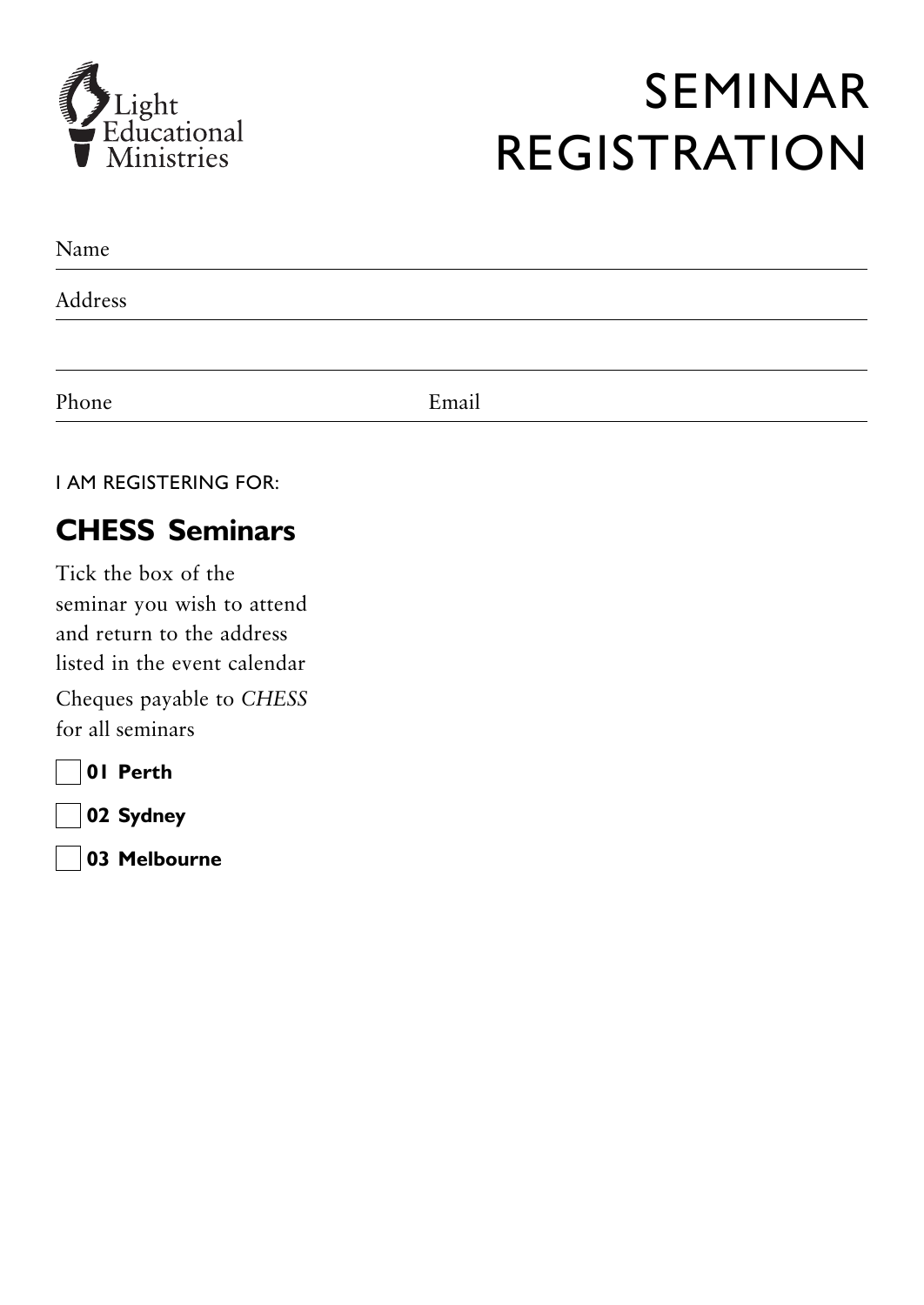Light Educational Ministries

# SEMINAR REGISTRATION

Name

Address

Phone　　　　　　　　　　　　Email

I AM REGISTERING FOR:

## CHESS Seminars

Tick the box of the seminar you wish to attend and return to the address listed in the event calendar

Cheques payable to *CHESS* for all seminars

- [ ] **01 Perth**
- [ ] **02 Sydney**
- [ ] **03 Melbourne**